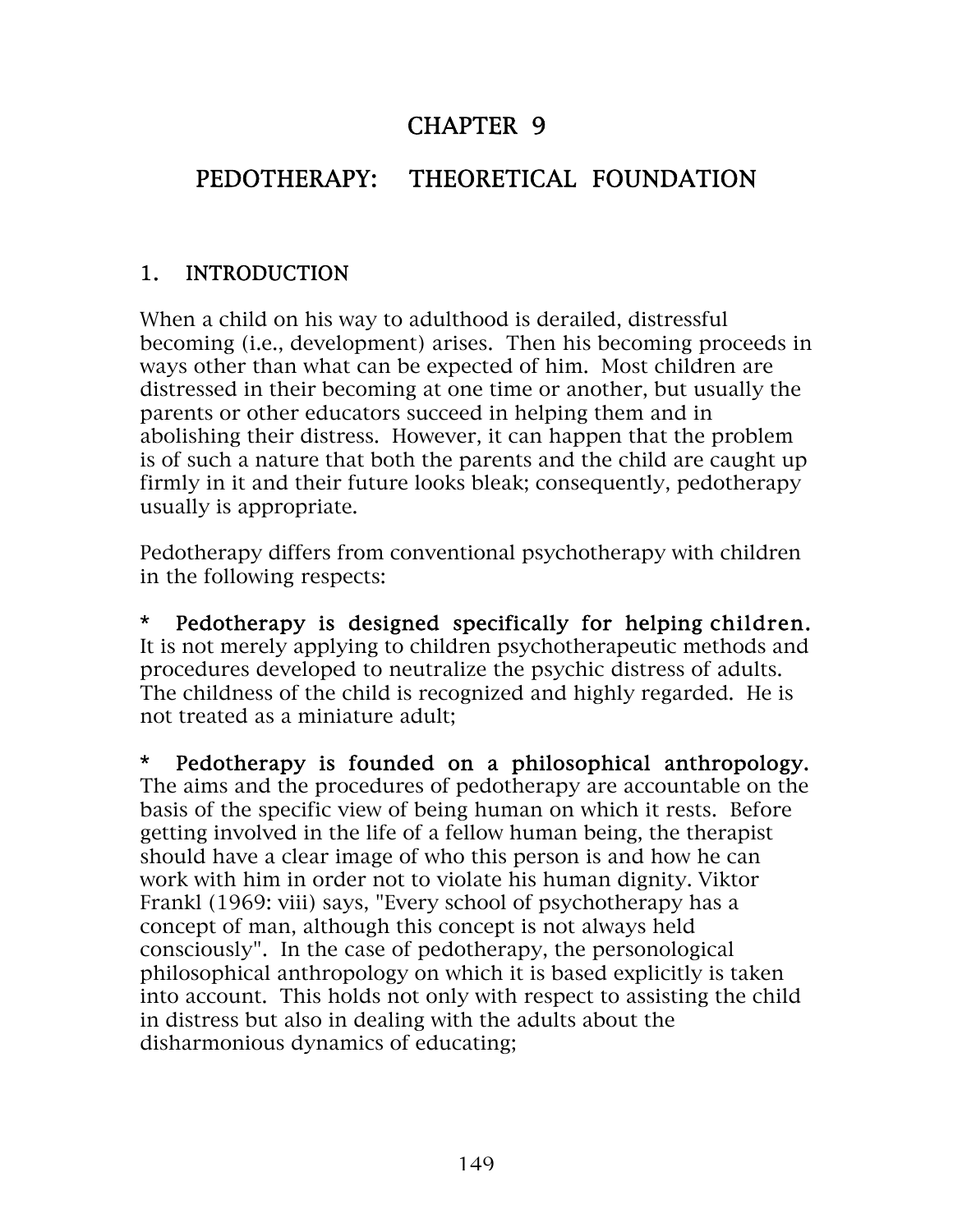# CHAPTER 9

# PEDOTHERAPY: THEORETICAL FOUNDATION

## 1. INTRODUCTION

When a child on his way to adulthood is derailed, distressful becoming (i.e., development) arises. Then his becoming proceeds in ways other than what can be expected of him. Most children are distressed in their becoming at one time or another, but usually the parents or other educators succeed in helping them and in abolishing their distress. However, it can happen that the problem is of such a nature that both the parents and the child are caught up firmly in it and their future looks bleak; consequently, pedotherapy usually is appropriate.

Pedotherapy differs from conventional psychotherapy with children in the following respects:

* **Pedotherapy is designed specifically for helping children.** It is not merely applying to children psychotherapeutic methods and procedures developed to neutralize the psychic distress of adults. The childness of the child is recognized and highly regarded. He is not treated as a miniature adult;

* **Pedotherapy is founded on a philosophical anthropology.** The aims and the procedures of pedotherapy are accountable on the basis of the specific view of being human on which it rests. Before getting involved in the life of a fellow human being, the therapist should have a clear image of who this person is and how he can work with him in order not to violate his human dignity. Viktor Frankl (1969: viii) says, "Every school of psychotherapy has a concept of man, although this concept is not always held consciously". In the case of pedotherapy, the personological philosophical anthropology on which it is based explicitly is taken into account. This holds not only with respect to assisting the child in distress but also in dealing with the adults about the disharmonious dynamics of educating;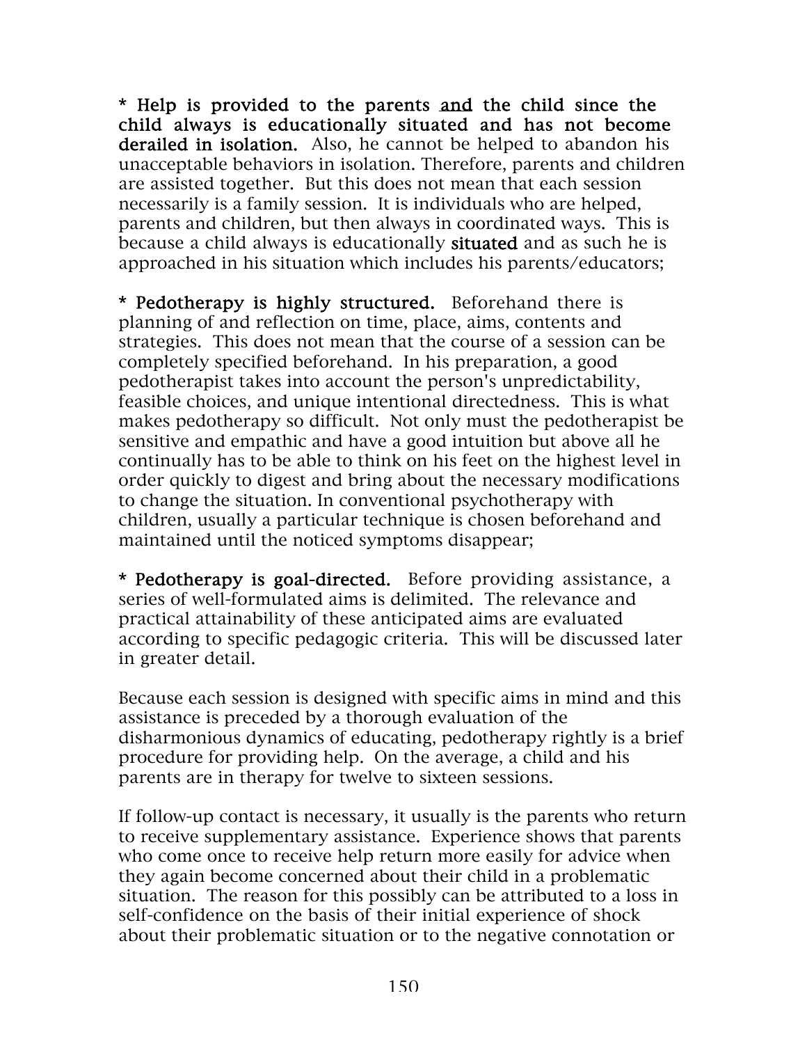* **Help is provided to the parents <u>and</u> the child since the child always is educationally situated and has not become derailed in isolation.** Also, he cannot be helped to abandon his unacceptable behaviors in isolation. Therefore, parents and children are assisted together. But this does not mean that each session necessarily is a family session. It is individuals who are helped, parents and children, but then always in coordinated ways. This is because a child always is educationally **situated** and as such he is approached in his situation which includes his parents/educators;

* **Pedotherapy is highly structured.** Beforehand there is planning of and reflection on time, place, aims, contents and strategies. This does not mean that the course of a session can be completely specified beforehand. In his preparation, a good pedotherapist takes into account the person's unpredictability, feasible choices, and unique intentional directedness. This is what makes pedotherapy so difficult. Not only must the pedotherapist be sensitive and empathic and have a good intuition but above all he continually has to be able to think on his feet on the highest level in order quickly to digest and bring about the necessary modifications to change the situation. In conventional psychotherapy with children, usually a particular technique is chosen beforehand and maintained until the noticed symptoms disappear;

* **Pedotherapy is goal-directed.** Before providing assistance, a series of well-formulated aims is delimited. The relevance and practical attainability of these anticipated aims are evaluated according to specific pedagogic criteria. This will be discussed later in greater detail.

Because each session is designed with specific aims in mind and this assistance is preceded by a thorough evaluation of the disharmonious dynamics of educating, pedotherapy rightly is a brief procedure for providing help. On the average, a child and his parents are in therapy for twelve to sixteen sessions.

If follow-up contact is necessary, it usually is the parents who return to receive supplementary assistance. Experience shows that parents who come once to receive help return more easily for advice when they again become concerned about their child in a problematic situation. The reason for this possibly can be attributed to a loss in self-confidence on the basis of their initial experience of shock about their problematic situation or to the negative connotation or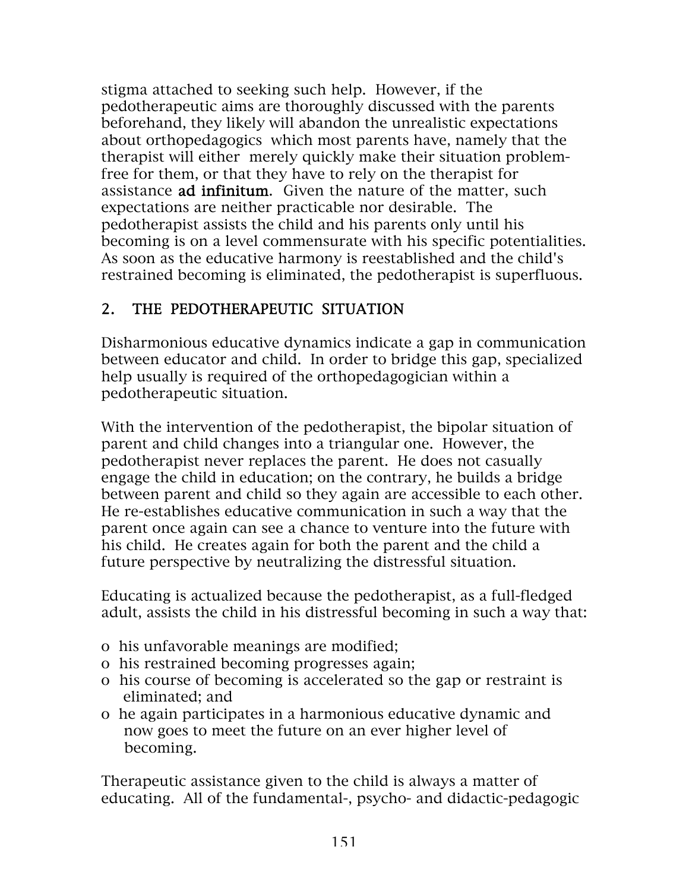stigma attached to seeking such help. However, if the pedotherapeutic aims are thoroughly discussed with the parents beforehand, they likely will abandon the unrealistic expectations about orthopedagogics which most parents have, namely that the therapist will either merely quickly make their situation problem-free for them, or that they have to rely on the therapist for assistance **ad infinitum**. Given the nature of the matter, such expectations are neither practicable nor desirable. The pedotherapist assists the child and his parents only until his becoming is on a level commensurate with his specific potentialities. As soon as the educative harmony is reestablished and the child's restrained becoming is eliminated, the pedotherapist is superfluous.

## 2. THE PEDOTHERAPEUTIC SITUATION

Disharmonious educative dynamics indicate a gap in communication between educator and child. In order to bridge this gap, specialized help usually is required of the orthopedagogician within a pedotherapeutic situation.

With the intervention of the pedotherapist, the bipolar situation of parent and child changes into a triangular one. However, the pedotherapist never replaces the parent. He does not casually engage the child in education; on the contrary, he builds a bridge between parent and child so they again are accessible to each other. He re-establishes educative communication in such a way that the parent once again can see a chance to venture into the future with his child. He creates again for both the parent and the child a future perspective by neutralizing the distressful situation.

Educating is actualized because the pedotherapist, as a full-fledged adult, assists the child in his distressful becoming in such a way that:

- his unfavorable meanings are modified;
- his restrained becoming progresses again;
- his course of becoming is accelerated so the gap or restraint is eliminated; and
- he again participates in a harmonious educative dynamic and now goes to meet the future on an ever higher level of becoming.

Therapeutic assistance given to the child is always a matter of educating. All of the fundamental-, psycho- and didactic-pedagogic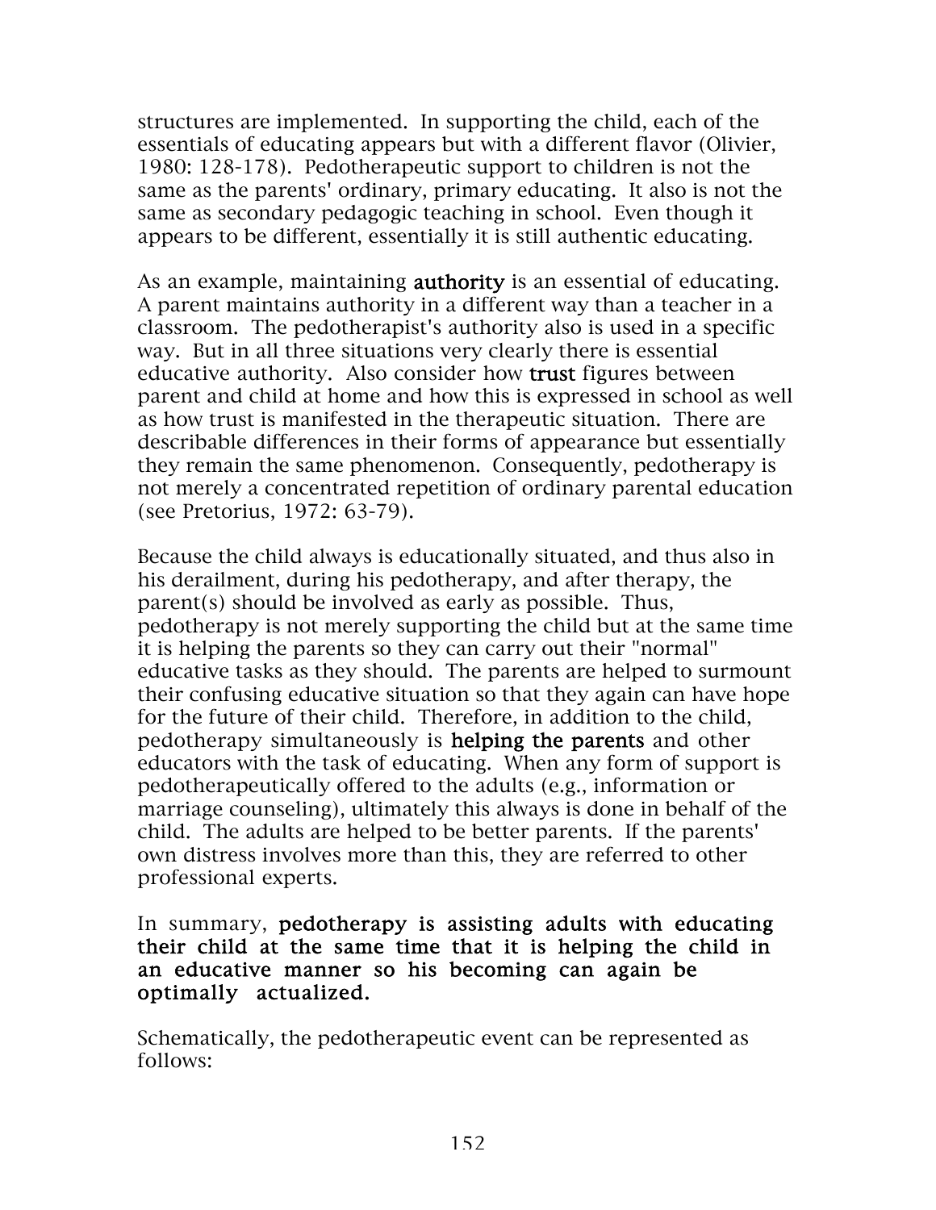structures are implemented. In supporting the child, each of the essentials of educating appears but with a different flavor (Olivier, 1980: 128-178). Pedotherapeutic support to children is not the same as the parents' ordinary, primary educating. It also is not the same as secondary pedagogic teaching in school. Even though it appears to be different, essentially it is still authentic educating.

As an example, maintaining **authority** is an essential of educating. A parent maintains authority in a different way than a teacher in a classroom. The pedotherapist's authority also is used in a specific way. But in all three situations very clearly there is essential educative authority. Also consider how **trust** figures between parent and child at home and how this is expressed in school as well as how trust is manifested in the therapeutic situation. There are describable differences in their forms of appearance but essentially they remain the same phenomenon. Consequently, pedotherapy is not merely a concentrated repetition of ordinary parental education (see Pretorius, 1972: 63-79).

Because the child always is educationally situated, and thus also in his derailment, during his pedotherapy, and after therapy, the parent(s) should be involved as early as possible. Thus, pedotherapy is not merely supporting the child but at the same time it is helping the parents so they can carry out their "normal" educative tasks as they should. The parents are helped to surmount their confusing educative situation so that they again can have hope for the future of their child. Therefore, in addition to the child, pedotherapy simultaneously is **helping the parents** and other educators with the task of educating. When any form of support is pedotherapeutically offered to the adults (e.g., information or marriage counseling), ultimately this always is done in behalf of the child. The adults are helped to be better parents. If the parents' own distress involves more than this, they are referred to other professional experts.

In summary, **pedotherapy is assisting adults with educating their child at the same time that it is helping the child in an educative manner so his becoming can again be optimally actualized.**

Schematically, the pedotherapeutic event can be represented as follows: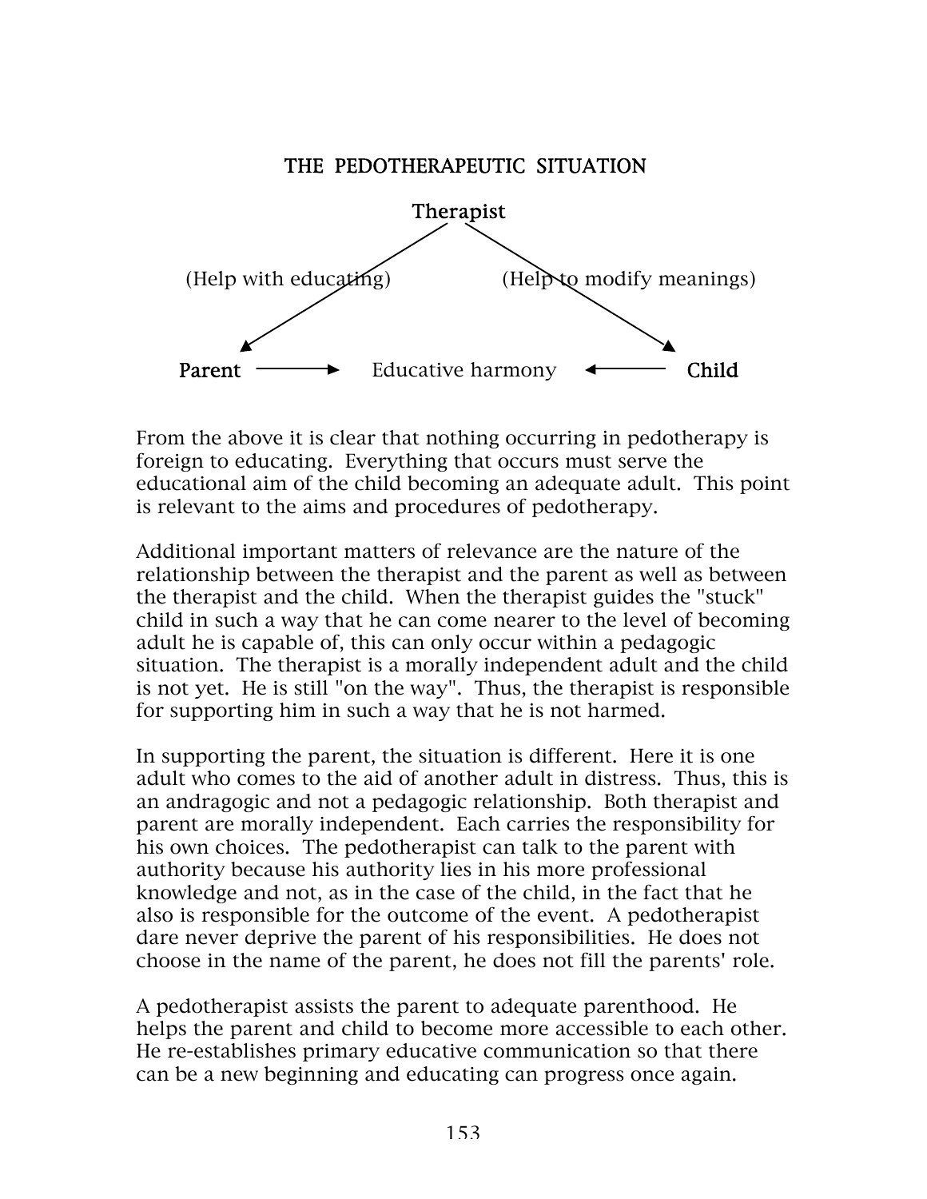## THE PEDOTHERAPEUTIC SITUATION

```
                         Therapist
                        /         \
   (Help with educating)           (Help to modify meanings)
                      /             \
                     v               v
Parent  ------->  Educative harmony  <-------  Child
```

From the above it is clear that nothing occurring in pedotherapy is foreign to educating. Everything that occurs must serve the educational aim of the child becoming an adequate adult. This point is relevant to the aims and procedures of pedotherapy.

Additional important matters of relevance are the nature of the relationship between the therapist and the parent as well as between the therapist and the child. When the therapist guides the "stuck" child in such a way that he can come nearer to the level of becoming adult he is capable of, this can only occur within a pedagogic situation. The therapist is a morally independent adult and the child is not yet. He is still "on the way". Thus, the therapist is responsible for supporting him in such a way that he is not harmed.

In supporting the parent, the situation is different. Here it is one adult who comes to the aid of another adult in distress. Thus, this is an andragogic and not a pedagogic relationship. Both therapist and parent are morally independent. Each carries the responsibility for his own choices. The pedotherapist can talk to the parent with authority because his authority lies in his more professional knowledge and not, as in the case of the child, in the fact that he also is responsible for the outcome of the event. A pedotherapist dare never deprive the parent of his responsibilities. He does not choose in the name of the parent, he does not fill the parents' role.

A pedotherapist assists the parent to adequate parenthood. He helps the parent and child to become more accessible to each other. He re-establishes primary educative communication so that there can be a new beginning and educating can progress once again.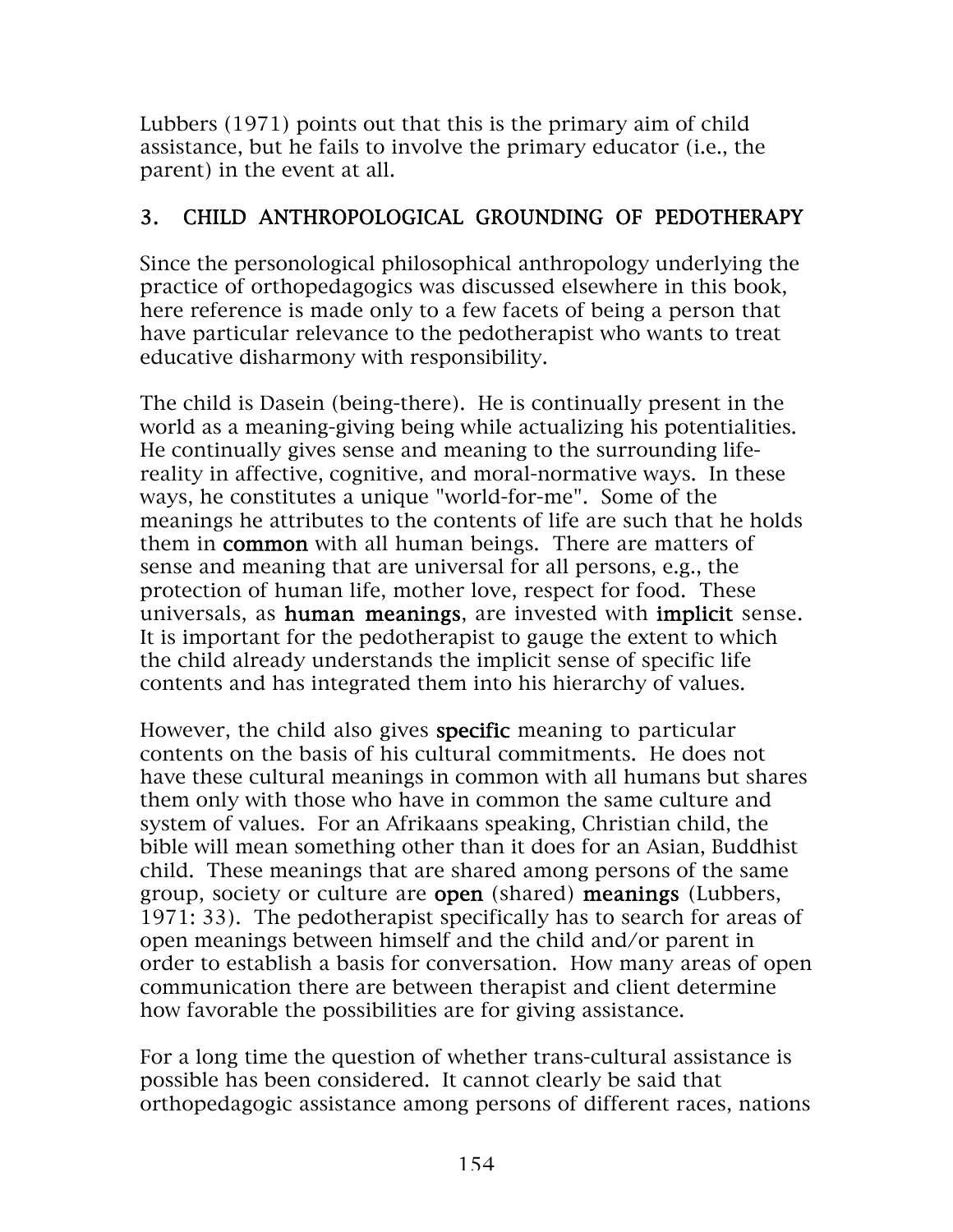Lubbers (1971) points out that this is the primary aim of child assistance, but he fails to involve the primary educator (i.e., the parent) in the event at all.

## 3. CHILD ANTHROPOLOGICAL GROUNDING OF PEDOTHERAPY

Since the personological philosophical anthropology underlying the practice of orthopedagogics was discussed elsewhere in this book, here reference is made only to a few facets of being a person that have particular relevance to the pedotherapist who wants to treat educative disharmony with responsibility.

The child is Dasein (being-there). He is continually present in the world as a meaning-giving being while actualizing his potentialities. He continually gives sense and meaning to the surrounding life-reality in affective, cognitive, and moral-normative ways. In these ways, he constitutes a unique "world-for-me". Some of the meanings he attributes to the contents of life are such that he holds them in **common** with all human beings. There are matters of sense and meaning that are universal for all persons, e.g., the protection of human life, mother love, respect for food. These universals, as **human meanings**, are invested with **implicit** sense. It is important for the pedotherapist to gauge the extent to which the child already understands the implicit sense of specific life contents and has integrated them into his hierarchy of values.

However, the child also gives **specific** meaning to particular contents on the basis of his cultural commitments. He does not have these cultural meanings in common with all humans but shares them only with those who have in common the same culture and system of values. For an Afrikaans speaking, Christian child, the bible will mean something other than it does for an Asian, Buddhist child. These meanings that are shared among persons of the same group, society or culture are **open** (shared) **meanings** (Lubbers, 1971: 33). The pedotherapist specifically has to search for areas of open meanings between himself and the child and/or parent in order to establish a basis for conversation. How many areas of open communication there are between therapist and client determine how favorable the possibilities are for giving assistance.

For a long time the question of whether trans-cultural assistance is possible has been considered. It cannot clearly be said that orthopedagogic assistance among persons of different races, nations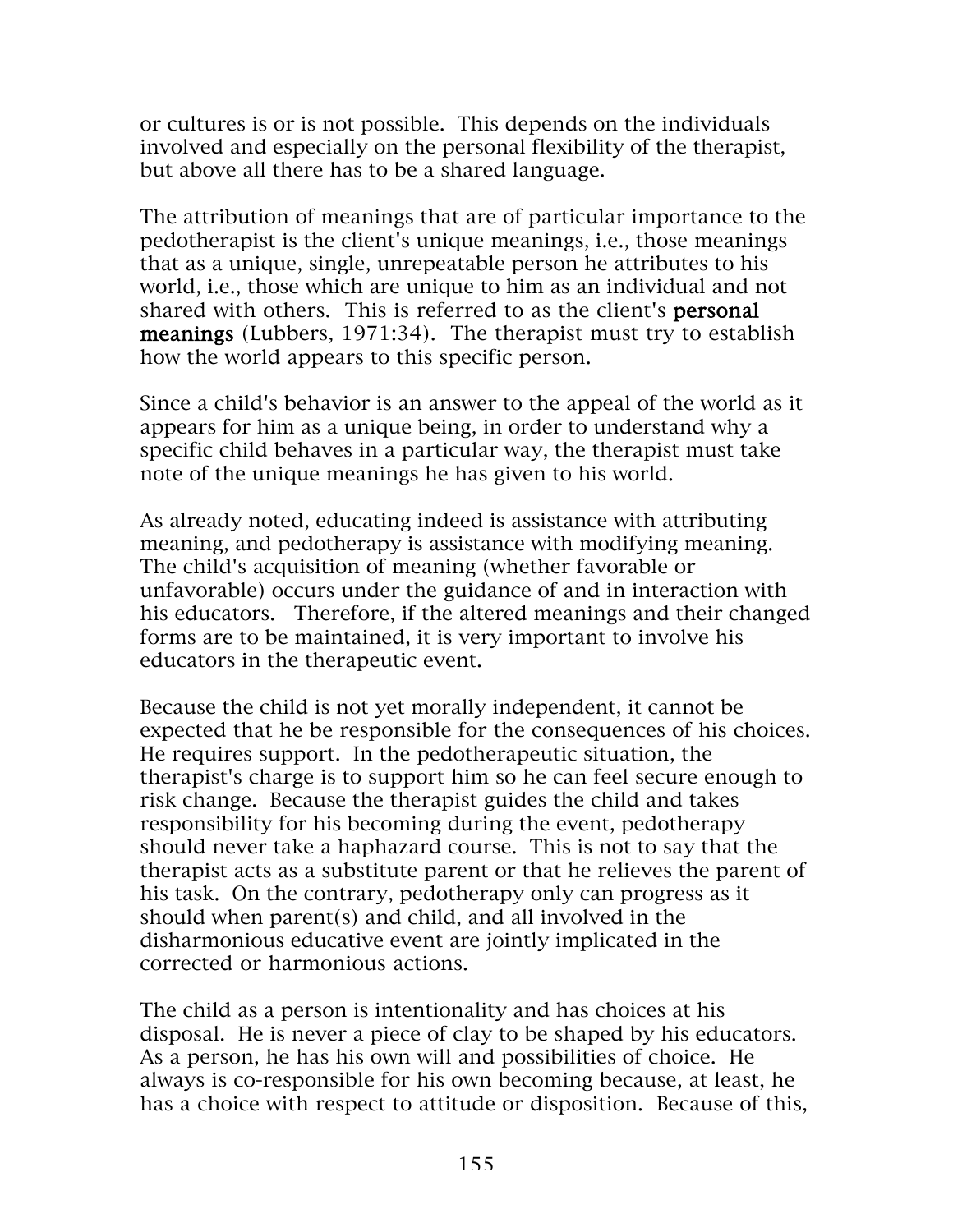or cultures is or is not possible. This depends on the individuals involved and especially on the personal flexibility of the therapist, but above all there has to be a shared language.

The attribution of meanings that are of particular importance to the pedotherapist is the client's unique meanings, i.e., those meanings that as a unique, single, unrepeatable person he attributes to his world, i.e., those which are unique to him as an individual and not shared with others. This is referred to as the client's **personal meanings** (Lubbers, 1971:34). The therapist must try to establish how the world appears to this specific person.

Since a child's behavior is an answer to the appeal of the world as it appears for him as a unique being, in order to understand why a specific child behaves in a particular way, the therapist must take note of the unique meanings he has given to his world.

As already noted, educating indeed is assistance with attributing meaning, and pedotherapy is assistance with modifying meaning. The child's acquisition of meaning (whether favorable or unfavorable) occurs under the guidance of and in interaction with his educators. Therefore, if the altered meanings and their changed forms are to be maintained, it is very important to involve his educators in the therapeutic event.

Because the child is not yet morally independent, it cannot be expected that he be responsible for the consequences of his choices. He requires support. In the pedotherapeutic situation, the therapist's charge is to support him so he can feel secure enough to risk change. Because the therapist guides the child and takes responsibility for his becoming during the event, pedotherapy should never take a haphazard course. This is not to say that the therapist acts as a substitute parent or that he relieves the parent of his task. On the contrary, pedotherapy only can progress as it should when parent(s) and child, and all involved in the disharmonious educative event are jointly implicated in the corrected or harmonious actions.

The child as a person is intentionality and has choices at his disposal. He is never a piece of clay to be shaped by his educators. As a person, he has his own will and possibilities of choice. He always is co-responsible for his own becoming because, at least, he has a choice with respect to attitude or disposition. Because of this,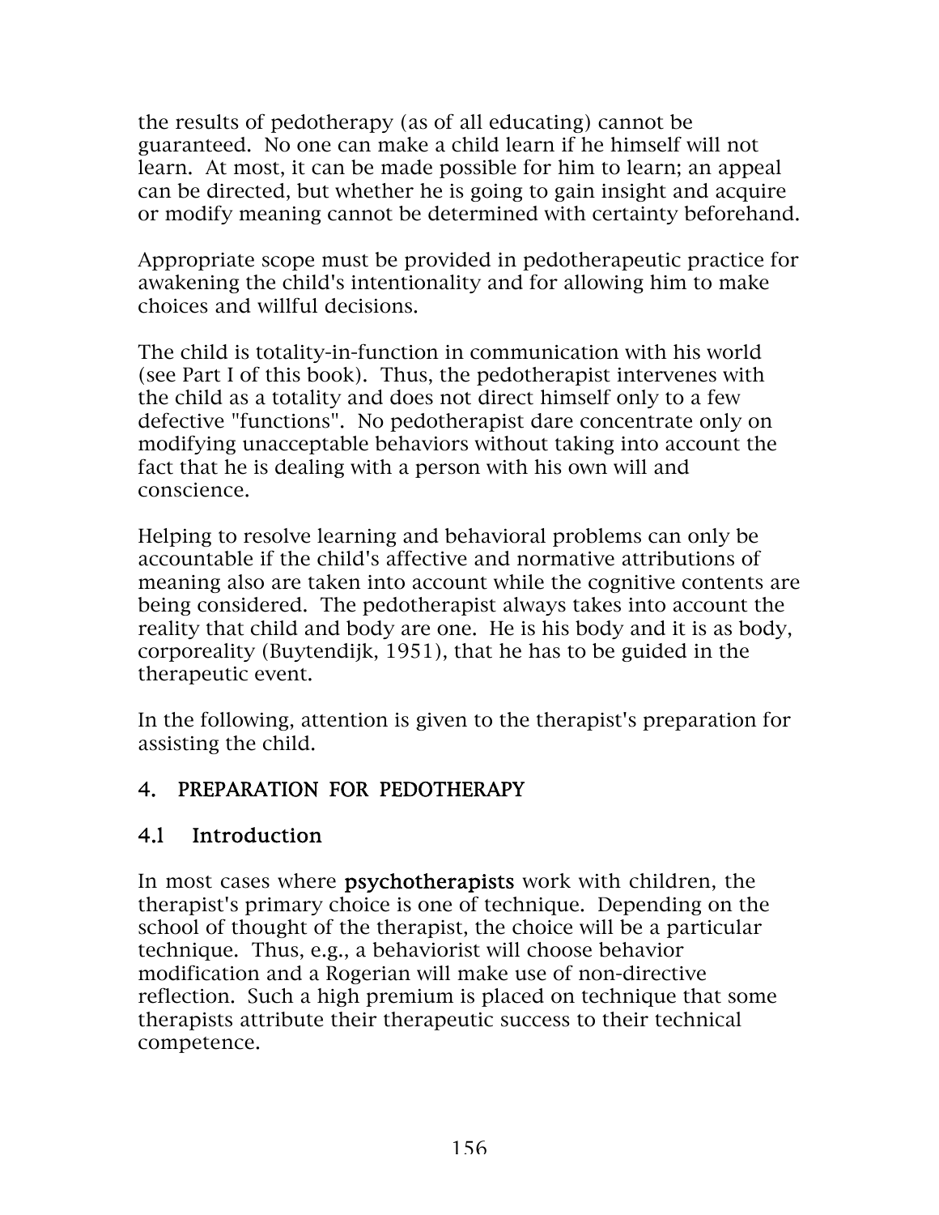the results of pedotherapy (as of all educating) cannot be guaranteed. No one can make a child learn if he himself will not learn. At most, it can be made possible for him to learn; an appeal can be directed, but whether he is going to gain insight and acquire or modify meaning cannot be determined with certainty beforehand.

Appropriate scope must be provided in pedotherapeutic practice for awakening the child's intentionality and for allowing him to make choices and willful decisions.

The child is totality-in-function in communication with his world (see Part I of this book). Thus, the pedotherapist intervenes with the child as a totality and does not direct himself only to a few defective "functions". No pedotherapist dare concentrate only on modifying unacceptable behaviors without taking into account the fact that he is dealing with a person with his own will and conscience.

Helping to resolve learning and behavioral problems can only be accountable if the child's affective and normative attributions of meaning also are taken into account while the cognitive contents are being considered. The pedotherapist always takes into account the reality that child and body are one. He is his body and it is as body, corporeality (Buytendijk, 1951), that he has to be guided in the therapeutic event.

In the following, attention is given to the therapist's preparation for assisting the child.

## 4. PREPARATION FOR PEDOTHERAPY

### 4.1 Introduction

In most cases where **psychotherapists** work with children, the therapist's primary choice is one of technique. Depending on the school of thought of the therapist, the choice will be a particular technique. Thus, e.g., a behaviorist will choose behavior modification and a Rogerian will make use of non-directive reflection. Such a high premium is placed on technique that some therapists attribute their therapeutic success to their technical competence.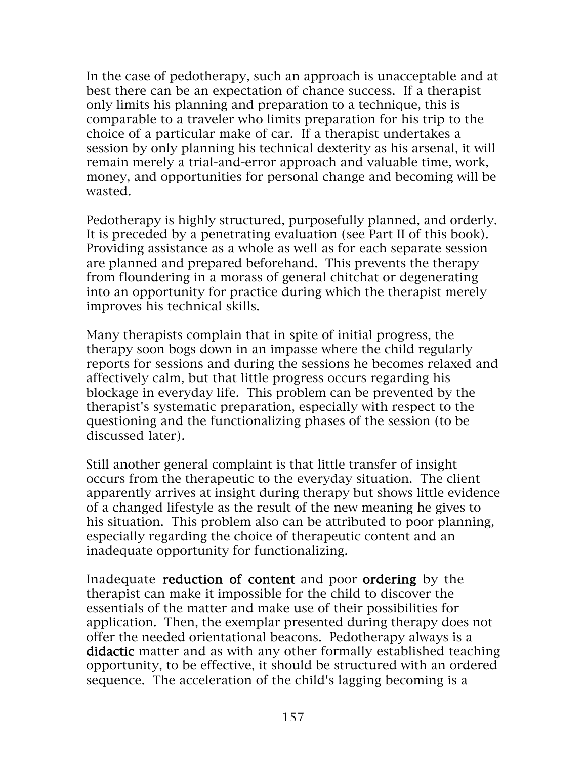In the case of pedotherapy, such an approach is unacceptable and at best there can be an expectation of chance success. If a therapist only limits his planning and preparation to a technique, this is comparable to a traveler who limits preparation for his trip to the choice of a particular make of car. If a therapist undertakes a session by only planning his technical dexterity as his arsenal, it will remain merely a trial-and-error approach and valuable time, work, money, and opportunities for personal change and becoming will be wasted.

Pedotherapy is highly structured, purposefully planned, and orderly. It is preceded by a penetrating evaluation (see Part II of this book). Providing assistance as a whole as well as for each separate session are planned and prepared beforehand. This prevents the therapy from floundering in a morass of general chitchat or degenerating into an opportunity for practice during which the therapist merely improves his technical skills.

Many therapists complain that in spite of initial progress, the therapy soon bogs down in an impasse where the child regularly reports for sessions and during the sessions he becomes relaxed and affectively calm, but that little progress occurs regarding his blockage in everyday life. This problem can be prevented by the therapist's systematic preparation, especially with respect to the questioning and the functionalizing phases of the session (to be discussed later).

Still another general complaint is that little transfer of insight occurs from the therapeutic to the everyday situation. The client apparently arrives at insight during therapy but shows little evidence of a changed lifestyle as the result of the new meaning he gives to his situation. This problem also can be attributed to poor planning, especially regarding the choice of therapeutic content and an inadequate opportunity for functionalizing.

Inadequate **reduction of content** and poor **ordering** by the therapist can make it impossible for the child to discover the essentials of the matter and make use of their possibilities for application. Then, the exemplar presented during therapy does not offer the needed orientational beacons. Pedotherapy always is a **didactic** matter and as with any other formally established teaching opportunity, to be effective, it should be structured with an ordered sequence. The acceleration of the child's lagging becoming is a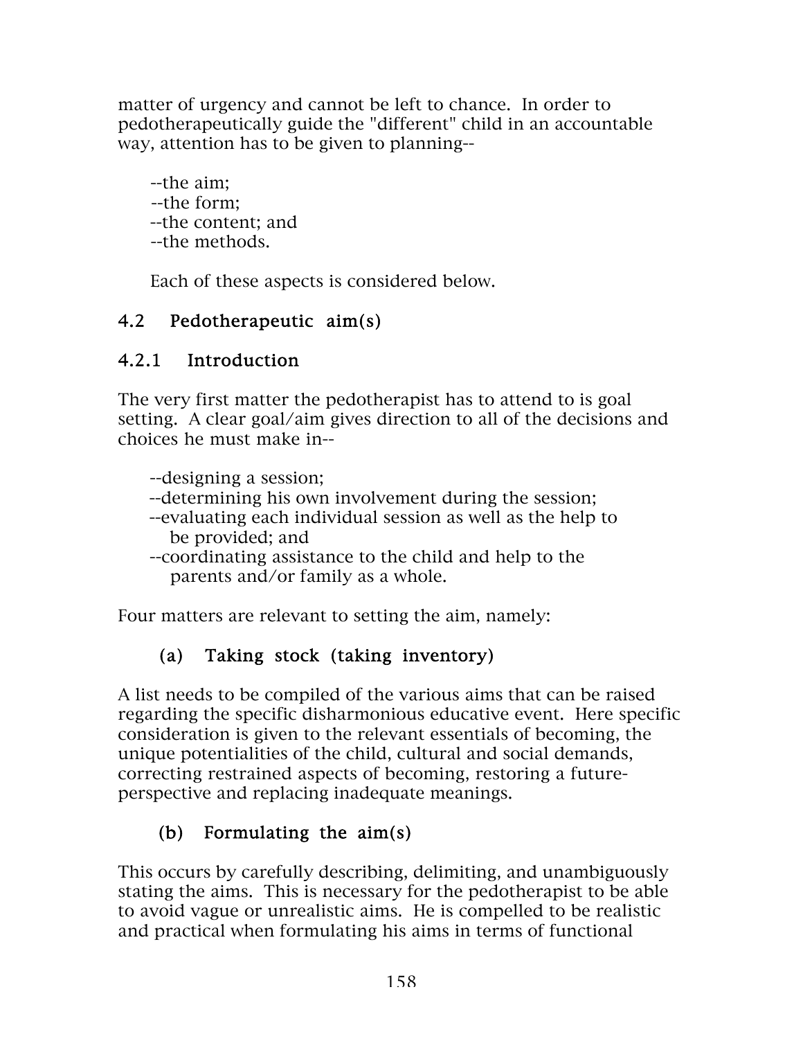matter of urgency and cannot be left to chance. In order to pedotherapeutically guide the "different" child in an accountable way, attention has to be given to planning--

--the aim;
--the form;
--the content; and
--the methods.

Each of these aspects is considered below.

## 4.2 Pedotherapeutic aim(s)

### 4.2.1 Introduction

The very first matter the pedotherapist has to attend to is goal setting. A clear goal/aim gives direction to all of the decisions and choices he must make in--

--designing a session;
--determining his own involvement during the session;
--evaluating each individual session as well as the help to be provided; and
--coordinating assistance to the child and help to the parents and/or family as a whole.

Four matters are relevant to setting the aim, namely:

**(a) Taking stock (taking inventory)**

A list needs to be compiled of the various aims that can be raised regarding the specific disharmonious educative event. Here specific consideration is given to the relevant essentials of becoming, the unique potentialities of the child, cultural and social demands, correcting restrained aspects of becoming, restoring a future-perspective and replacing inadequate meanings.

**(b) Formulating the aim(s)**

This occurs by carefully describing, delimiting, and unambiguously stating the aims. This is necessary for the pedotherapist to be able to avoid vague or unrealistic aims. He is compelled to be realistic and practical when formulating his aims in terms of functional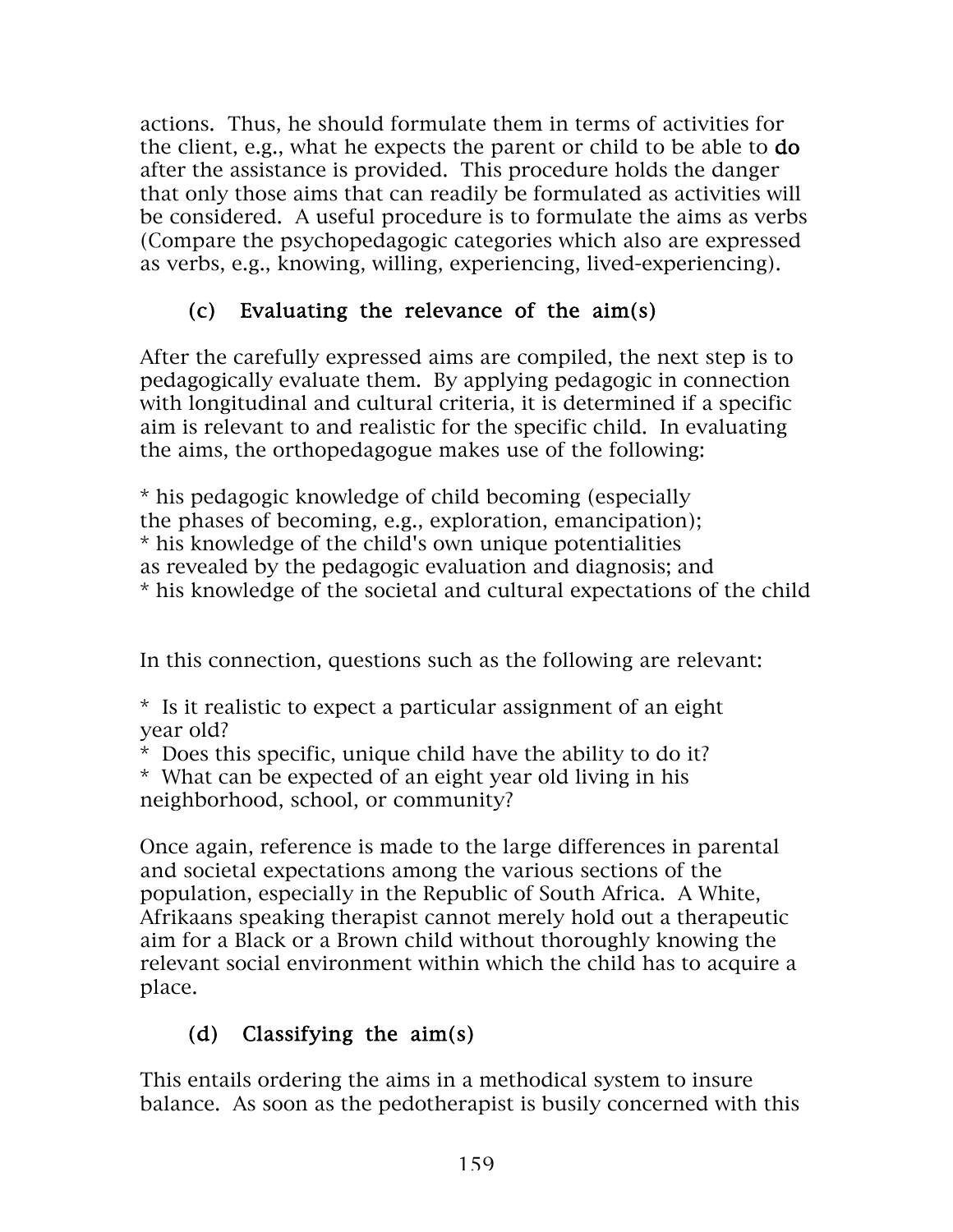actions. Thus, he should formulate them in terms of activities for the client, e.g., what he expects the parent or child to be able to **do** after the assistance is provided. This procedure holds the danger that only those aims that can readily be formulated as activities will be considered. A useful procedure is to formulate the aims as verbs (Compare the psychopedagogic categories which also are expressed as verbs, e.g., knowing, willing, experiencing, lived-experiencing).

### (c) Evaluating the relevance of the aim(s)

After the carefully expressed aims are compiled, the next step is to pedagogically evaluate them. By applying pedagogic in connection with longitudinal and cultural criteria, it is determined if a specific aim is relevant to and realistic for the specific child. In evaluating the aims, the orthopedagogue makes use of the following:

* his pedagogic knowledge of child becoming (especially the phases of becoming, e.g., exploration, emancipation);
* his knowledge of the child's own unique potentialities as revealed by the pedagogic evaluation and diagnosis; and
* his knowledge of the societal and cultural expectations of the child

In this connection, questions such as the following are relevant:

* Is it realistic to expect a particular assignment of an eight year old?
* Does this specific, unique child have the ability to do it?
* What can be expected of an eight year old living in his neighborhood, school, or community?

Once again, reference is made to the large differences in parental and societal expectations among the various sections of the population, especially in the Republic of South Africa. A White, Afrikaans speaking therapist cannot merely hold out a therapeutic aim for a Black or a Brown child without thoroughly knowing the relevant social environment within which the child has to acquire a place.

### (d) Classifying the aim(s)

This entails ordering the aims in a methodical system to insure balance. As soon as the pedotherapist is busily concerned with this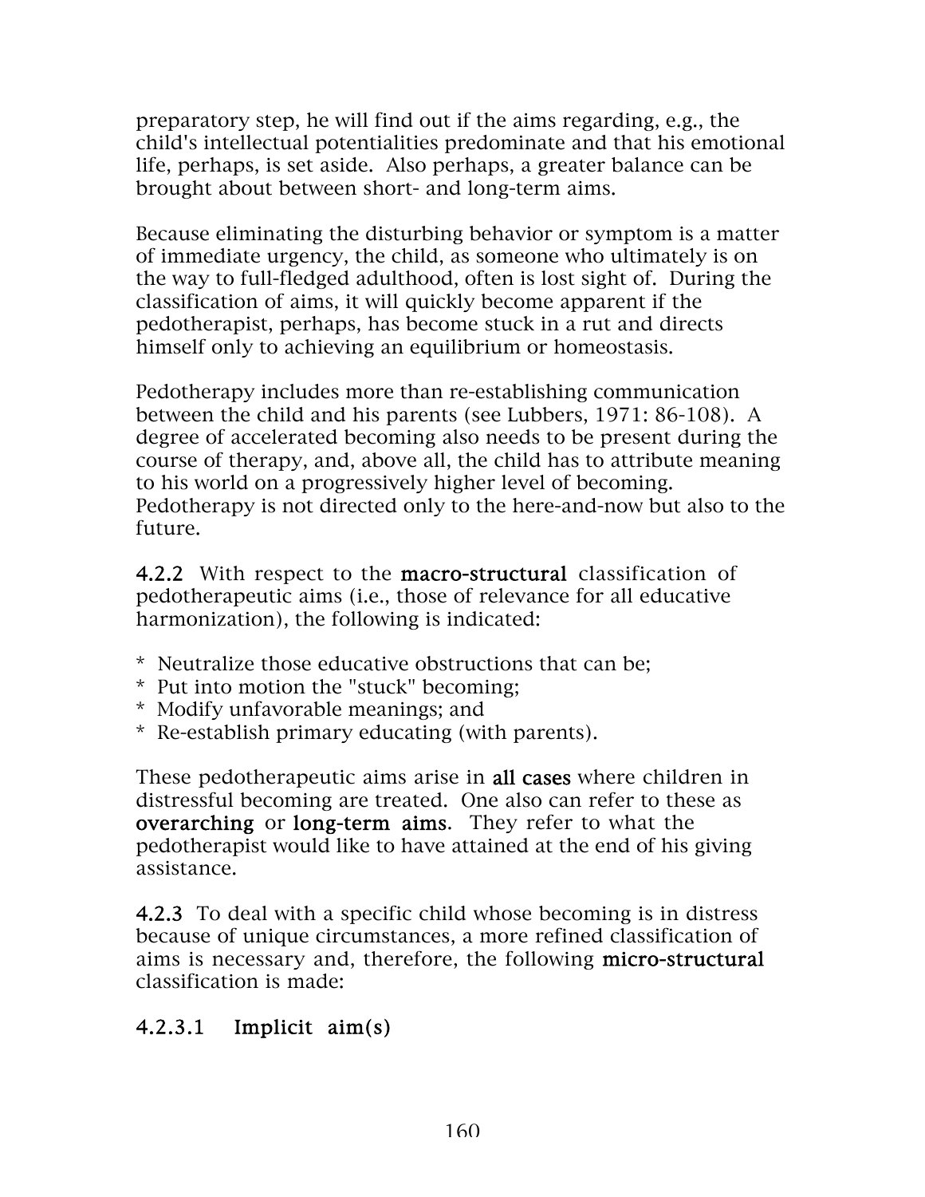preparatory step, he will find out if the aims regarding, e.g., the child's intellectual potentialities predominate and that his emotional life, perhaps, is set aside. Also perhaps, a greater balance can be brought about between short- and long-term aims.

Because eliminating the disturbing behavior or symptom is a matter of immediate urgency, the child, as someone who ultimately is on the way to full-fledged adulthood, often is lost sight of. During the classification of aims, it will quickly become apparent if the pedotherapist, perhaps, has become stuck in a rut and directs himself only to achieving an equilibrium or homeostasis.

Pedotherapy includes more than re-establishing communication between the child and his parents (see Lubbers, 1971: 86-108). A degree of accelerated becoming also needs to be present during the course of therapy, and, above all, the child has to attribute meaning to his world on a progressively higher level of becoming. Pedotherapy is not directed only to the here-and-now but also to the future.

**4.2.2** With respect to the **macro-structural** classification of pedotherapeutic aims (i.e., those of relevance for all educative harmonization), the following is indicated:

* Neutralize those educative obstructions that can be;
* Put into motion the "stuck" becoming;
* Modify unfavorable meanings; and
* Re-establish primary educating (with parents).

These pedotherapeutic aims arise in **all cases** where children in distressful becoming are treated. One also can refer to these as **overarching** or **long-term aims**. They refer to what the pedotherapist would like to have attained at the end of his giving assistance.

**4.2.3** To deal with a specific child whose becoming is in distress because of unique circumstances, a more refined classification of aims is necessary and, therefore, the following **micro-structural** classification is made:

#### 4.2.3.1 Implicit aim(s)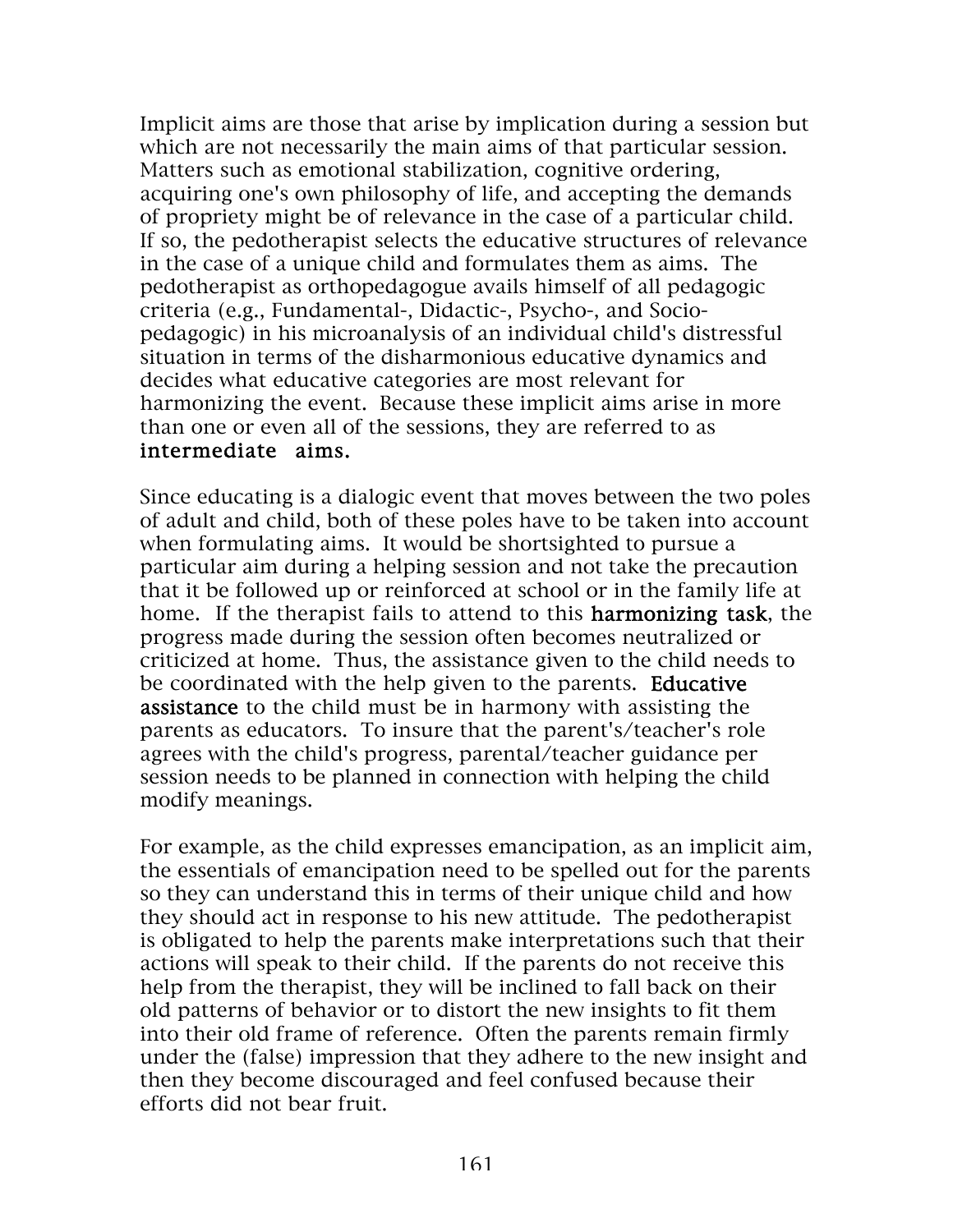Implicit aims are those that arise by implication during a session but which are not necessarily the main aims of that particular session. Matters such as emotional stabilization, cognitive ordering, acquiring one's own philosophy of life, and accepting the demands of propriety might be of relevance in the case of a particular child. If so, the pedotherapist selects the educative structures of relevance in the case of a unique child and formulates them as aims. The pedotherapist as orthopedagogue avails himself of all pedagogic criteria (e.g., Fundamental-, Didactic-, Psycho-, and Socio-pedagogic) in his microanalysis of an individual child's distressful situation in terms of the disharmonious educative dynamics and decides what educative categories are most relevant for harmonizing the event. Because these implicit aims arise in more than one or even all of the sessions, they are referred to as **intermediate aims.**

Since educating is a dialogic event that moves between the two poles of adult and child, both of these poles have to be taken into account when formulating aims. It would be shortsighted to pursue a particular aim during a helping session and not take the precaution that it be followed up or reinforced at school or in the family life at home. If the therapist fails to attend to this **harmonizing task**, the progress made during the session often becomes neutralized or criticized at home. Thus, the assistance given to the child needs to be coordinated with the help given to the parents. **Educative assistance** to the child must be in harmony with assisting the parents as educators. To insure that the parent's/teacher's role agrees with the child's progress, parental/teacher guidance per session needs to be planned in connection with helping the child modify meanings.

For example, as the child expresses emancipation, as an implicit aim, the essentials of emancipation need to be spelled out for the parents so they can understand this in terms of their unique child and how they should act in response to his new attitude. The pedotherapist is obligated to help the parents make interpretations such that their actions will speak to their child. If the parents do not receive this help from the therapist, they will be inclined to fall back on their old patterns of behavior or to distort the new insights to fit them into their old frame of reference. Often the parents remain firmly under the (false) impression that they adhere to the new insight and then they become discouraged and feel confused because their efforts did not bear fruit.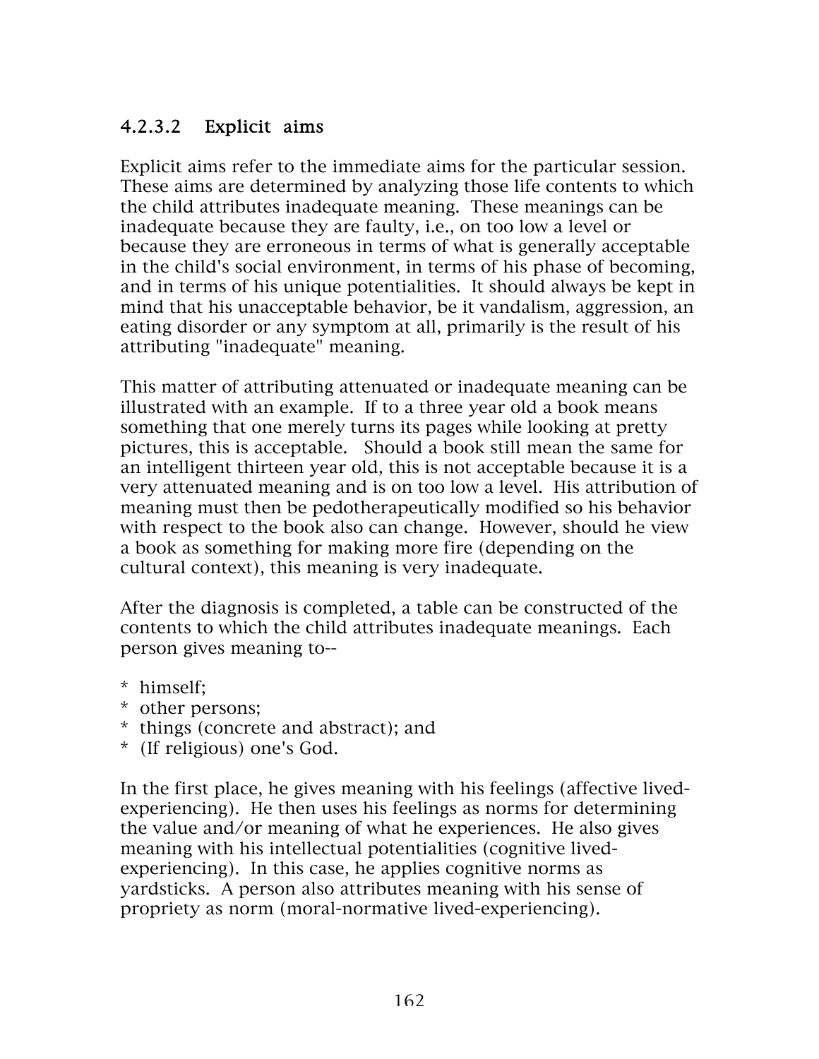#### 4.2.3.2 Explicit aims

Explicit aims refer to the immediate aims for the particular session. These aims are determined by analyzing those life contents to which the child attributes inadequate meaning. These meanings can be inadequate because they are faulty, i.e., on too low a level or because they are erroneous in terms of what is generally acceptable in the child's social environment, in terms of his phase of becoming, and in terms of his unique potentialities. It should always be kept in mind that his unacceptable behavior, be it vandalism, aggression, an eating disorder or any symptom at all, primarily is the result of his attributing "inadequate" meaning.

This matter of attributing attenuated or inadequate meaning can be illustrated with an example. If to a three year old a book means something that one merely turns its pages while looking at pretty pictures, this is acceptable. Should a book still mean the same for an intelligent thirteen year old, this is not acceptable because it is a very attenuated meaning and is on too low a level. His attribution of meaning must then be pedotherapeutically modified so his behavior with respect to the book also can change. However, should he view a book as something for making more fire (depending on the cultural context), this meaning is very inadequate.

After the diagnosis is completed, a table can be constructed of the contents to which the child attributes inadequate meanings. Each person gives meaning to--

* himself;
* other persons;
* things (concrete and abstract); and
* (If religious) one's God.

In the first place, he gives meaning with his feelings (affective lived-experiencing). He then uses his feelings as norms for determining the value and/or meaning of what he experiences. He also gives meaning with his intellectual potentialities (cognitive lived-experiencing). In this case, he applies cognitive norms as yardsticks. A person also attributes meaning with his sense of propriety as norm (moral-normative lived-experiencing).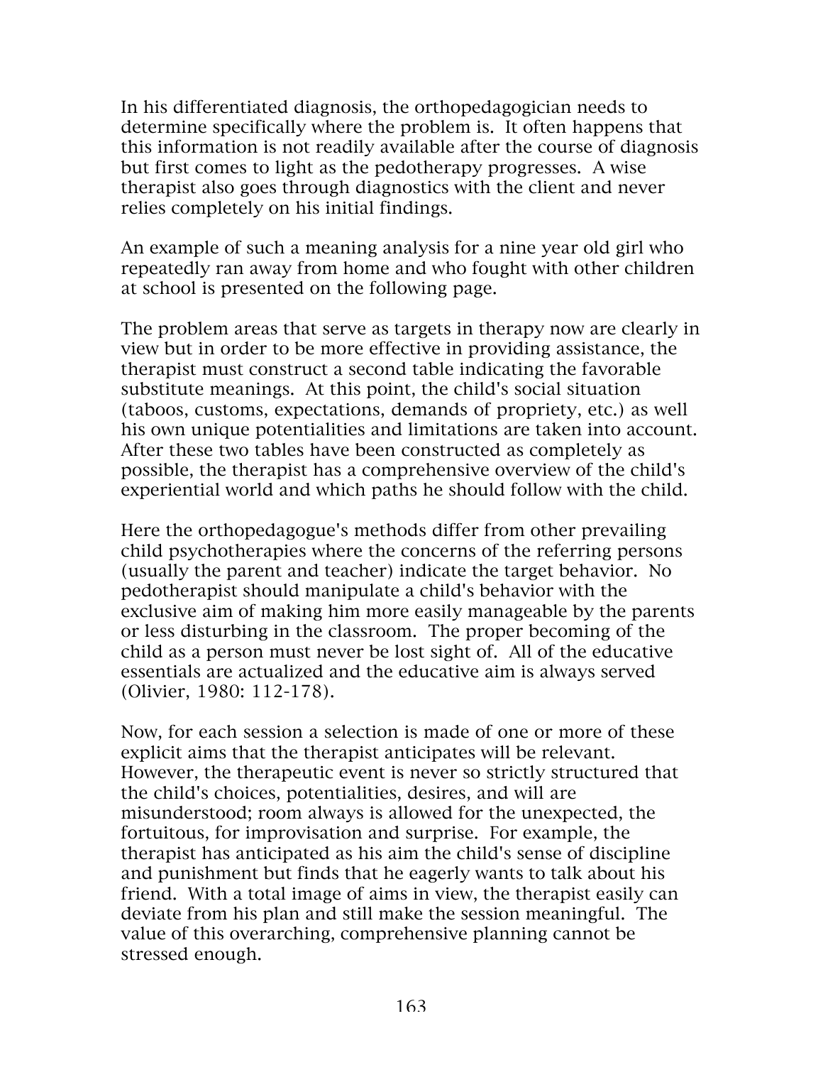In his differentiated diagnosis, the orthopedagogician needs to determine specifically where the problem is. It often happens that this information is not readily available after the course of diagnosis but first comes to light as the pedotherapy progresses. A wise therapist also goes through diagnostics with the client and never relies completely on his initial findings.

An example of such a meaning analysis for a nine year old girl who repeatedly ran away from home and who fought with other children at school is presented on the following page.

The problem areas that serve as targets in therapy now are clearly in view but in order to be more effective in providing assistance, the therapist must construct a second table indicating the favorable substitute meanings. At this point, the child's social situation (taboos, customs, expectations, demands of propriety, etc.) as well his own unique potentialities and limitations are taken into account. After these two tables have been constructed as completely as possible, the therapist has a comprehensive overview of the child's experiential world and which paths he should follow with the child.

Here the orthopedagogue's methods differ from other prevailing child psychotherapies where the concerns of the referring persons (usually the parent and teacher) indicate the target behavior. No pedotherapist should manipulate a child's behavior with the exclusive aim of making him more easily manageable by the parents or less disturbing in the classroom. The proper becoming of the child as a person must never be lost sight of. All of the educative essentials are actualized and the educative aim is always served (Olivier, 1980: 112-178).

Now, for each session a selection is made of one or more of these explicit aims that the therapist anticipates will be relevant. However, the therapeutic event is never so strictly structured that the child's choices, potentialities, desires, and will are misunderstood; room always is allowed for the unexpected, the fortuitous, for improvisation and surprise. For example, the therapist has anticipated as his aim the child's sense of discipline and punishment but finds that he eagerly wants to talk about his friend. With a total image of aims in view, the therapist easily can deviate from his plan and still make the session meaningful. The value of this overarching, comprehensive planning cannot be stressed enough.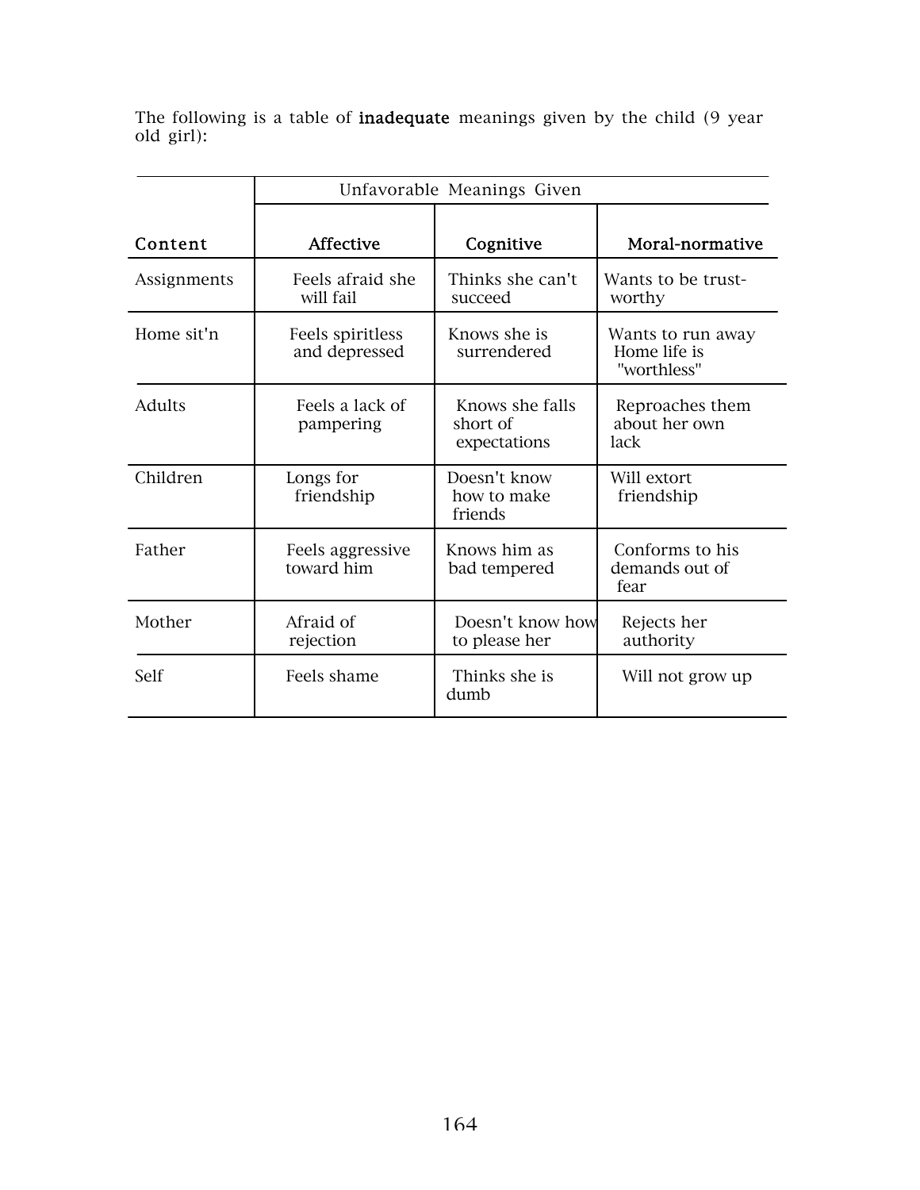The following is a table of **inadequate** meanings given by the child (9 year old girl):

| | Unfavorable Meanings Given | | |
|---|---|---|---|
| **Content** | **Affective** | **Cognitive** | **Moral-normative** |
| Assignments | Feels afraid she will fail | Thinks she can't succeed | Wants to be trust-worthy |
| Home sit'n | Feels spiritless and depressed | Knows she is surrendered | Wants to run away Home life is "worthless" |
| Adults | Feels a lack of pampering | Knows she falls short of expectations | Reproaches them about her own lack |
| Children | Longs for friendship | Doesn't know how to make friends | Will extort friendship |
| Father | Feels aggressive toward him | Knows him as bad tempered | Conforms to his demands out of fear |
| Mother | Afraid of rejection | Doesn't know how to please her | Rejects her authority |
| Self | Feels shame | Thinks she is dumb | Will not grow up |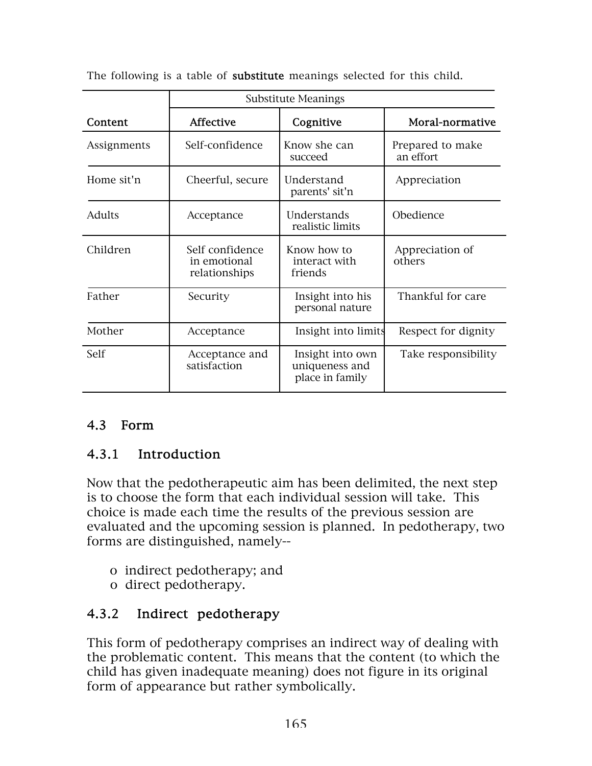The following is a table of **substitute** meanings selected for this child.

| | Substitute Meanings | | |
|---|---|---|---|
| **Content** | **Affective** | **Cognitive** | **Moral-normative** |
| Assignments | Self-confidence | Know she can succeed | Prepared to make an effort |
| Home sit'n | Cheerful, secure | Understand parents' sit'n | Appreciation |
| Adults | Acceptance | Understands realistic limits | Obedience |
| Children | Self confidence in emotional relationships | Know how to interact with friends | Appreciation of others |
| Father | Security | Insight into his personal nature | Thankful for care |
| Mother | Acceptance | Insight into limits | Respect for dignity |
| Self | Acceptance and satisfaction | Insight into own uniqueness and place in family | Take responsibility |

## 4.3 Form

### 4.3.1 Introduction

Now that the pedotherapeutic aim has been delimited, the next step is to choose the form that each individual session will take. This choice is made each time the results of the previous session are evaluated and the upcoming session is planned. In pedotherapy, two forms are distinguished, namely--

- indirect pedotherapy; and
- direct pedotherapy.

### 4.3.2 Indirect pedotherapy

This form of pedotherapy comprises an indirect way of dealing with the problematic content. This means that the content (to which the child has given inadequate meaning) does not figure in its original form of appearance but rather symbolically.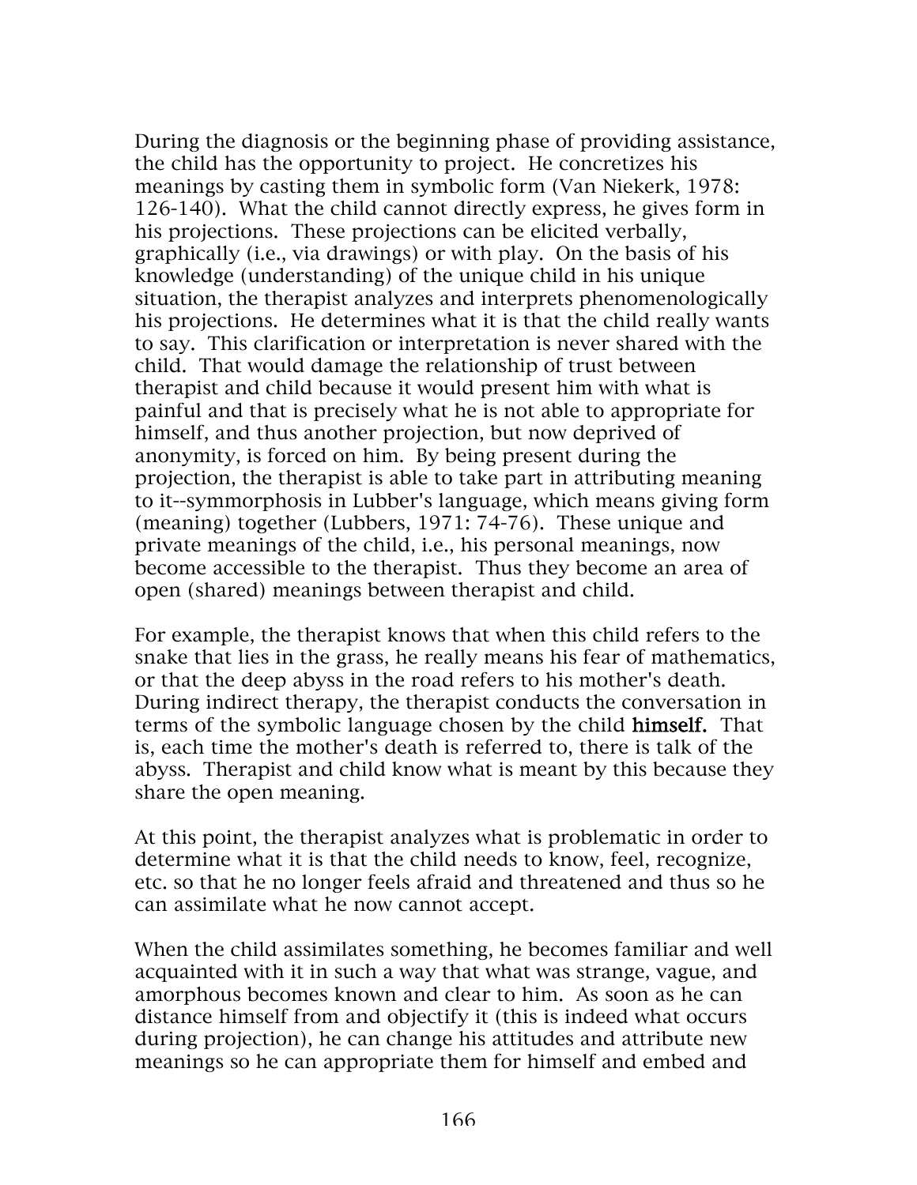During the diagnosis or the beginning phase of providing assistance, the child has the opportunity to project. He concretizes his meanings by casting them in symbolic form (Van Niekerk, 1978: 126-140). What the child cannot directly express, he gives form in his projections. These projections can be elicited verbally, graphically (i.e., via drawings) or with play. On the basis of his knowledge (understanding) of the unique child in his unique situation, the therapist analyzes and interprets phenomenologically his projections. He determines what it is that the child really wants to say. This clarification or interpretation is never shared with the child. That would damage the relationship of trust between therapist and child because it would present him with what is painful and that is precisely what he is not able to appropriate for himself, and thus another projection, but now deprived of anonymity, is forced on him. By being present during the projection, the therapist is able to take part in attributing meaning to it--symmorphosis in Lubber's language, which means giving form (meaning) together (Lubbers, 1971: 74-76). These unique and private meanings of the child, i.e., his personal meanings, now become accessible to the therapist. Thus they become an area of open (shared) meanings between therapist and child.

For example, the therapist knows that when this child refers to the snake that lies in the grass, he really means his fear of mathematics, or that the deep abyss in the road refers to his mother's death. During indirect therapy, the therapist conducts the conversation in terms of the symbolic language chosen by the child **himself.** That is, each time the mother's death is referred to, there is talk of the abyss. Therapist and child know what is meant by this because they share the open meaning.

At this point, the therapist analyzes what is problematic in order to determine what it is that the child needs to know, feel, recognize, etc. so that he no longer feels afraid and threatened and thus so he can assimilate what he now cannot accept.

When the child assimilates something, he becomes familiar and well acquainted with it in such a way that what was strange, vague, and amorphous becomes known and clear to him. As soon as he can distance himself from and objectify it (this is indeed what occurs during projection), he can change his attitudes and attribute new meanings so he can appropriate them for himself and embed and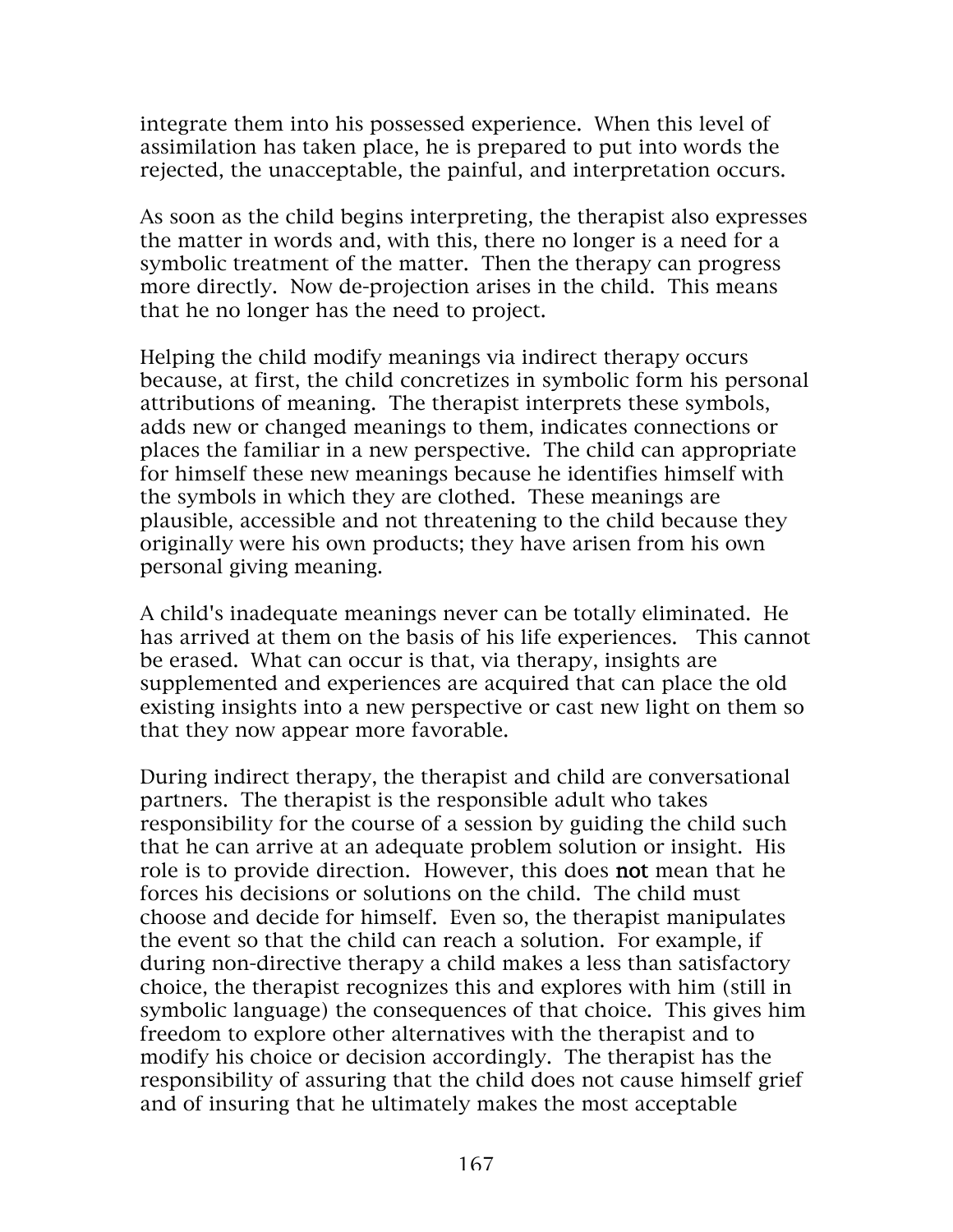integrate them into his possessed experience. When this level of assimilation has taken place, he is prepared to put into words the rejected, the unacceptable, the painful, and interpretation occurs.

As soon as the child begins interpreting, the therapist also expresses the matter in words and, with this, there no longer is a need for a symbolic treatment of the matter. Then the therapy can progress more directly. Now de-projection arises in the child. This means that he no longer has the need to project.

Helping the child modify meanings via indirect therapy occurs because, at first, the child concretizes in symbolic form his personal attributions of meaning. The therapist interprets these symbols, adds new or changed meanings to them, indicates connections or places the familiar in a new perspective. The child can appropriate for himself these new meanings because he identifies himself with the symbols in which they are clothed. These meanings are plausible, accessible and not threatening to the child because they originally were his own products; they have arisen from his own personal giving meaning.

A child's inadequate meanings never can be totally eliminated. He has arrived at them on the basis of his life experiences. This cannot be erased. What can occur is that, via therapy, insights are supplemented and experiences are acquired that can place the old existing insights into a new perspective or cast new light on them so that they now appear more favorable.

During indirect therapy, the therapist and child are conversational partners. The therapist is the responsible adult who takes responsibility for the course of a session by guiding the child such that he can arrive at an adequate problem solution or insight. His role is to provide direction. However, this does **not** mean that he forces his decisions or solutions on the child. The child must choose and decide for himself. Even so, the therapist manipulates the event so that the child can reach a solution. For example, if during non-directive therapy a child makes a less than satisfactory choice, the therapist recognizes this and explores with him (still in symbolic language) the consequences of that choice. This gives him freedom to explore other alternatives with the therapist and to modify his choice or decision accordingly. The therapist has the responsibility of assuring that the child does not cause himself grief and of insuring that he ultimately makes the most acceptable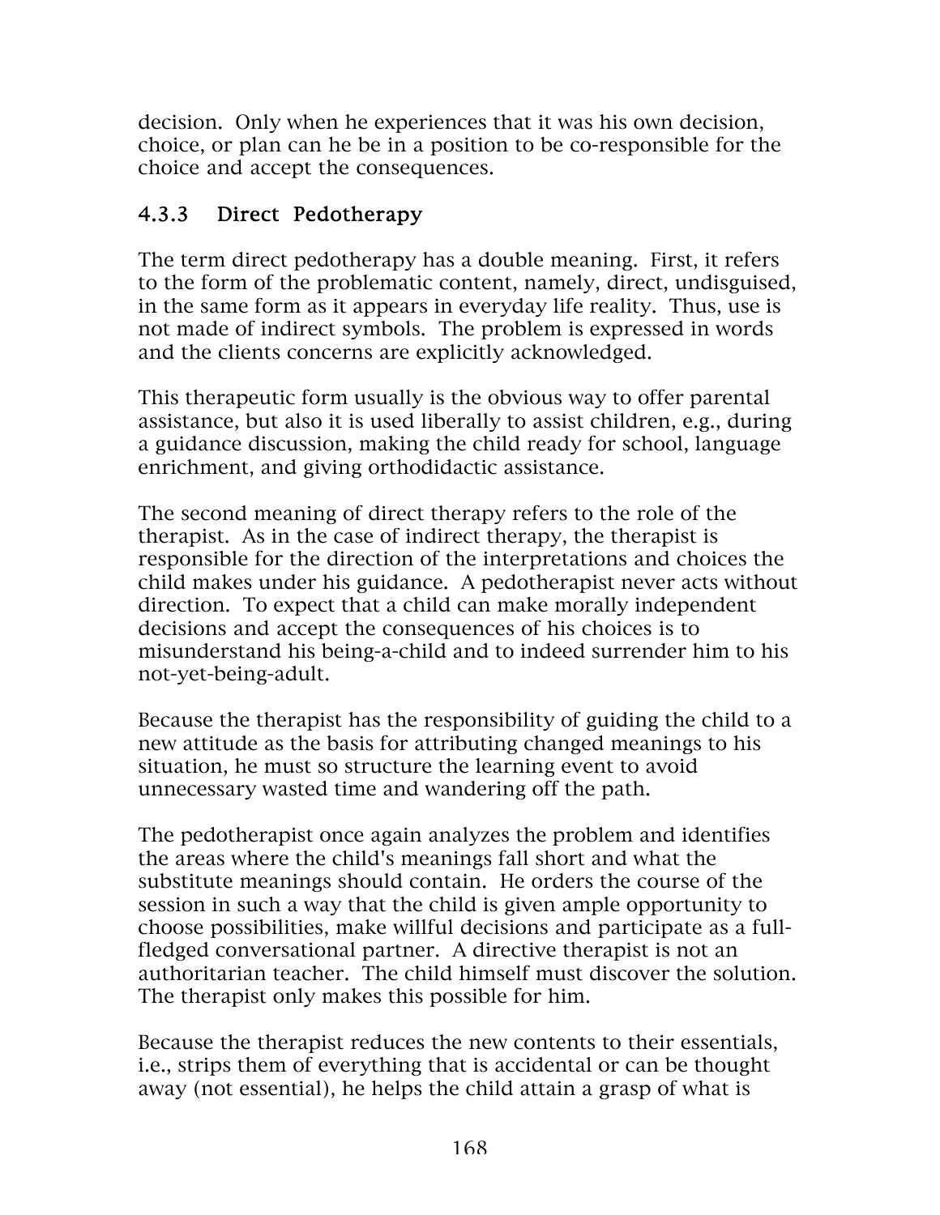decision. Only when he experiences that it was his own decision, choice, or plan can he be in a position to be co-responsible for the choice and accept the consequences.

### 4.3.3 Direct Pedotherapy

The term direct pedotherapy has a double meaning. First, it refers to the form of the problematic content, namely, direct, undisguised, in the same form as it appears in everyday life reality. Thus, use is not made of indirect symbols. The problem is expressed in words and the clients concerns are explicitly acknowledged.

This therapeutic form usually is the obvious way to offer parental assistance, but also it is used liberally to assist children, e.g., during a guidance discussion, making the child ready for school, language enrichment, and giving orthodidactic assistance.

The second meaning of direct therapy refers to the role of the therapist. As in the case of indirect therapy, the therapist is responsible for the direction of the interpretations and choices the child makes under his guidance. A pedotherapist never acts without direction. To expect that a child can make morally independent decisions and accept the consequences of his choices is to misunderstand his being-a-child and to indeed surrender him to his not-yet-being-adult.

Because the therapist has the responsibility of guiding the child to a new attitude as the basis for attributing changed meanings to his situation, he must so structure the learning event to avoid unnecessary wasted time and wandering off the path.

The pedotherapist once again analyzes the problem and identifies the areas where the child's meanings fall short and what the substitute meanings should contain. He orders the course of the session in such a way that the child is given ample opportunity to choose possibilities, make willful decisions and participate as a full-fledged conversational partner. A directive therapist is not an authoritarian teacher. The child himself must discover the solution. The therapist only makes this possible for him.

Because the therapist reduces the new contents to their essentials, i.e., strips them of everything that is accidental or can be thought away (not essential), he helps the child attain a grasp of what is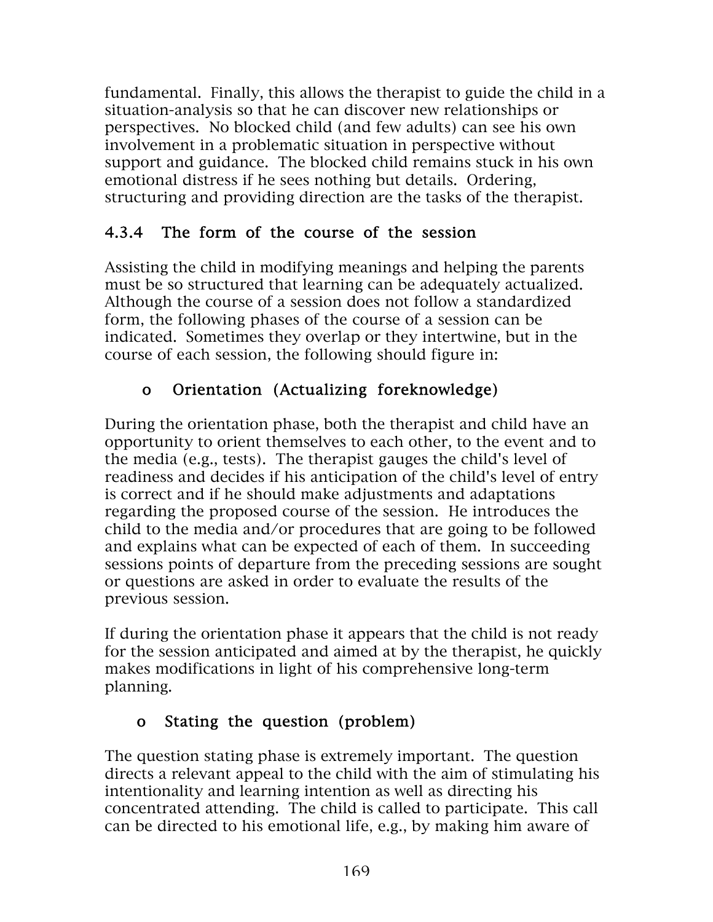fundamental. Finally, this allows the therapist to guide the child in a situation-analysis so that he can discover new relationships or perspectives. No blocked child (and few adults) can see his own involvement in a problematic situation in perspective without support and guidance. The blocked child remains stuck in his own emotional distress if he sees nothing but details. Ordering, structuring and providing direction are the tasks of the therapist.

### 4.3.4 The form of the course of the session

Assisting the child in modifying meanings and helping the parents must be so structured that learning can be adequately actualized. Although the course of a session does not follow a standardized form, the following phases of the course of a session can be indicated. Sometimes they overlap or they intertwine, but in the course of each session, the following should figure in:

- **Orientation (Actualizing foreknowledge)**

During the orientation phase, both the therapist and child have an opportunity to orient themselves to each other, to the event and to the media (e.g., tests). The therapist gauges the child's level of readiness and decides if his anticipation of the child's level of entry is correct and if he should make adjustments and adaptations regarding the proposed course of the session. He introduces the child to the media and/or procedures that are going to be followed and explains what can be expected of each of them. In succeeding sessions points of departure from the preceding sessions are sought or questions are asked in order to evaluate the results of the previous session.

If during the orientation phase it appears that the child is not ready for the session anticipated and aimed at by the therapist, he quickly makes modifications in light of his comprehensive long-term planning.

- **Stating the question (problem)**

The question stating phase is extremely important. The question directs a relevant appeal to the child with the aim of stimulating his intentionality and learning intention as well as directing his concentrated attending. The child is called to participate. This call can be directed to his emotional life, e.g., by making him aware of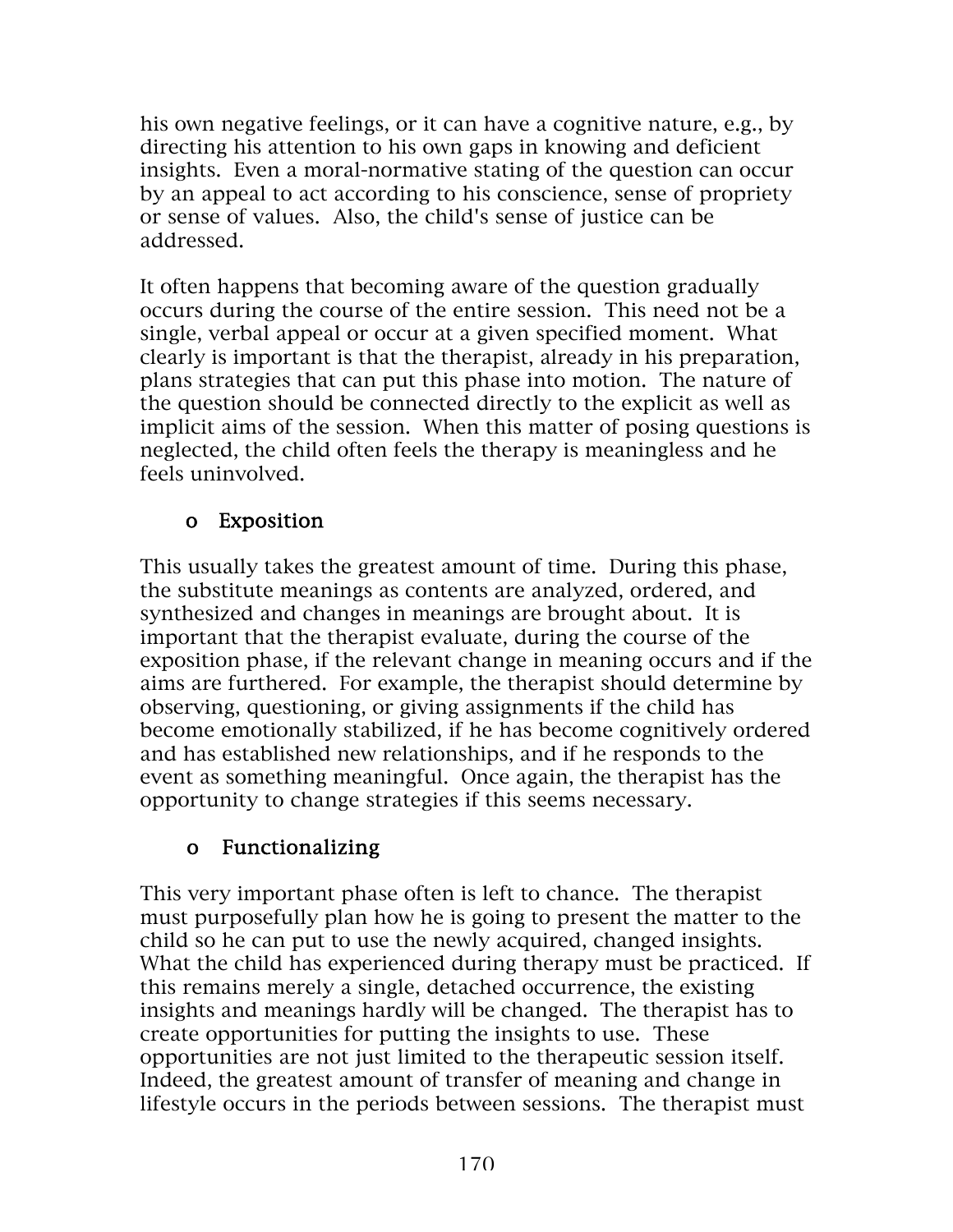his own negative feelings, or it can have a cognitive nature, e.g., by directing his attention to his own gaps in knowing and deficient insights. Even a moral-normative stating of the question can occur by an appeal to act according to his conscience, sense of propriety or sense of values. Also, the child's sense of justice can be addressed.

It often happens that becoming aware of the question gradually occurs during the course of the entire session. This need not be a single, verbal appeal or occur at a given specified moment. What clearly is important is that the therapist, already in his preparation, plans strategies that can put this phase into motion. The nature of the question should be connected directly to the explicit as well as implicit aims of the session. When this matter of posing questions is neglected, the child often feels the therapy is meaningless and he feels uninvolved.

- **Exposition**

This usually takes the greatest amount of time. During this phase, the substitute meanings as contents are analyzed, ordered, and synthesized and changes in meanings are brought about. It is important that the therapist evaluate, during the course of the exposition phase, if the relevant change in meaning occurs and if the aims are furthered. For example, the therapist should determine by observing, questioning, or giving assignments if the child has become emotionally stabilized, if he has become cognitively ordered and has established new relationships, and if he responds to the event as something meaningful. Once again, the therapist has the opportunity to change strategies if this seems necessary.

- **Functionalizing**

This very important phase often is left to chance. The therapist must purposefully plan how he is going to present the matter to the child so he can put to use the newly acquired, changed insights. What the child has experienced during therapy must be practiced. If this remains merely a single, detached occurrence, the existing insights and meanings hardly will be changed. The therapist has to create opportunities for putting the insights to use. These opportunities are not just limited to the therapeutic session itself. Indeed, the greatest amount of transfer of meaning and change in lifestyle occurs in the periods between sessions. The therapist must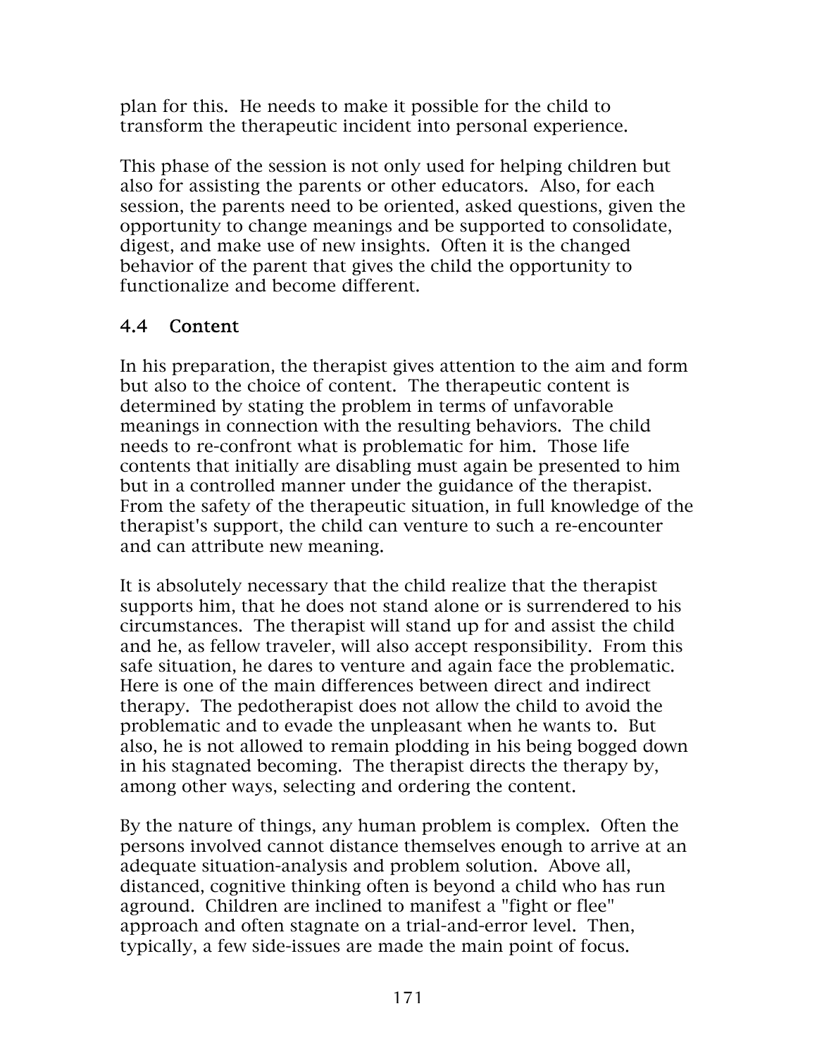plan for this. He needs to make it possible for the child to transform the therapeutic incident into personal experience.

This phase of the session is not only used for helping children but also for assisting the parents or other educators. Also, for each session, the parents need to be oriented, asked questions, given the opportunity to change meanings and be supported to consolidate, digest, and make use of new insights. Often it is the changed behavior of the parent that gives the child the opportunity to functionalize and become different.

## 4.4 Content

In his preparation, the therapist gives attention to the aim and form but also to the choice of content. The therapeutic content is determined by stating the problem in terms of unfavorable meanings in connection with the resulting behaviors. The child needs to re-confront what is problematic for him. Those life contents that initially are disabling must again be presented to him but in a controlled manner under the guidance of the therapist. From the safety of the therapeutic situation, in full knowledge of the therapist's support, the child can venture to such a re-encounter and can attribute new meaning.

It is absolutely necessary that the child realize that the therapist supports him, that he does not stand alone or is surrendered to his circumstances. The therapist will stand up for and assist the child and he, as fellow traveler, will also accept responsibility. From this safe situation, he dares to venture and again face the problematic. Here is one of the main differences between direct and indirect therapy. The pedotherapist does not allow the child to avoid the problematic and to evade the unpleasant when he wants to. But also, he is not allowed to remain plodding in his being bogged down in his stagnated becoming. The therapist directs the therapy by, among other ways, selecting and ordering the content.

By the nature of things, any human problem is complex. Often the persons involved cannot distance themselves enough to arrive at an adequate situation-analysis and problem solution. Above all, distanced, cognitive thinking often is beyond a child who has run aground. Children are inclined to manifest a "fight or flee" approach and often stagnate on a trial-and-error level. Then, typically, a few side-issues are made the main point of focus.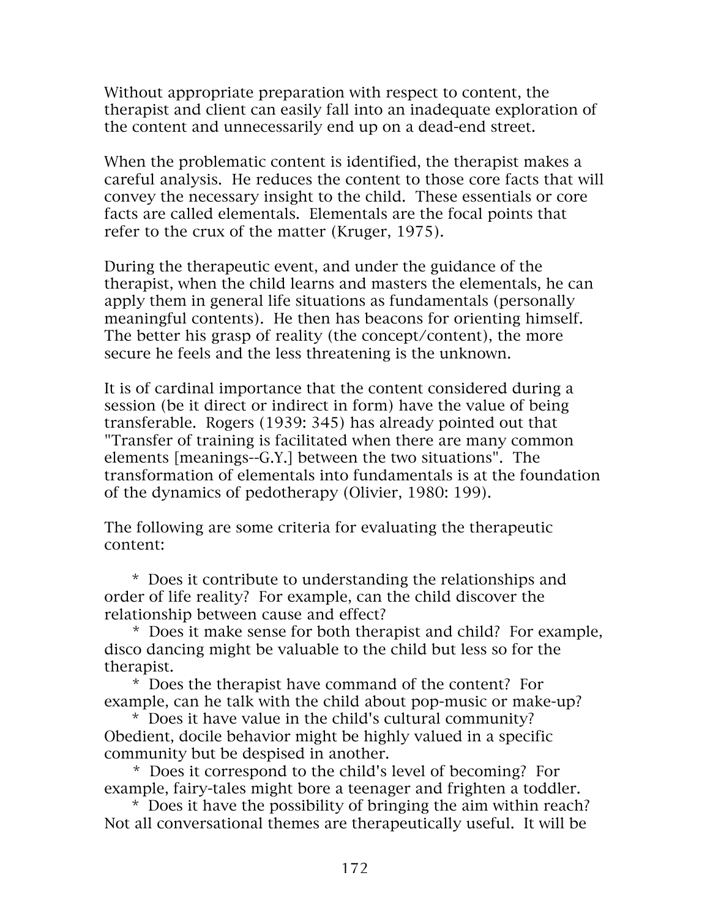Without appropriate preparation with respect to content, the therapist and client can easily fall into an inadequate exploration of the content and unnecessarily end up on a dead-end street.

When the problematic content is identified, the therapist makes a careful analysis. He reduces the content to those core facts that will convey the necessary insight to the child. These essentials or core facts are called elementals. Elementals are the focal points that refer to the crux of the matter (Kruger, 1975).

During the therapeutic event, and under the guidance of the therapist, when the child learns and masters the elementals, he can apply them in general life situations as fundamentals (personally meaningful contents). He then has beacons for orienting himself. The better his grasp of reality (the concept/content), the more secure he feels and the less threatening is the unknown.

It is of cardinal importance that the content considered during a session (be it direct or indirect in form) have the value of being transferable. Rogers (1939: 345) has already pointed out that "Transfer of training is facilitated when there are many common elements [meanings--G.Y.] between the two situations". The transformation of elementals into fundamentals is at the foundation of the dynamics of pedotherapy (Olivier, 1980: 199).

The following are some criteria for evaluating the therapeutic content:

* Does it contribute to understanding the relationships and order of life reality? For example, can the child discover the relationship between cause and effect?
* Does it make sense for both therapist and child? For example, disco dancing might be valuable to the child but less so for the therapist.
* Does the therapist have command of the content? For example, can he talk with the child about pop-music or make-up?
* Does it have value in the child's cultural community? Obedient, docile behavior might be highly valued in a specific community but be despised in another.
* Does it correspond to the child's level of becoming? For example, fairy-tales might bore a teenager and frighten a toddler.
* Does it have the possibility of bringing the aim within reach? Not all conversational themes are therapeutically useful. It will be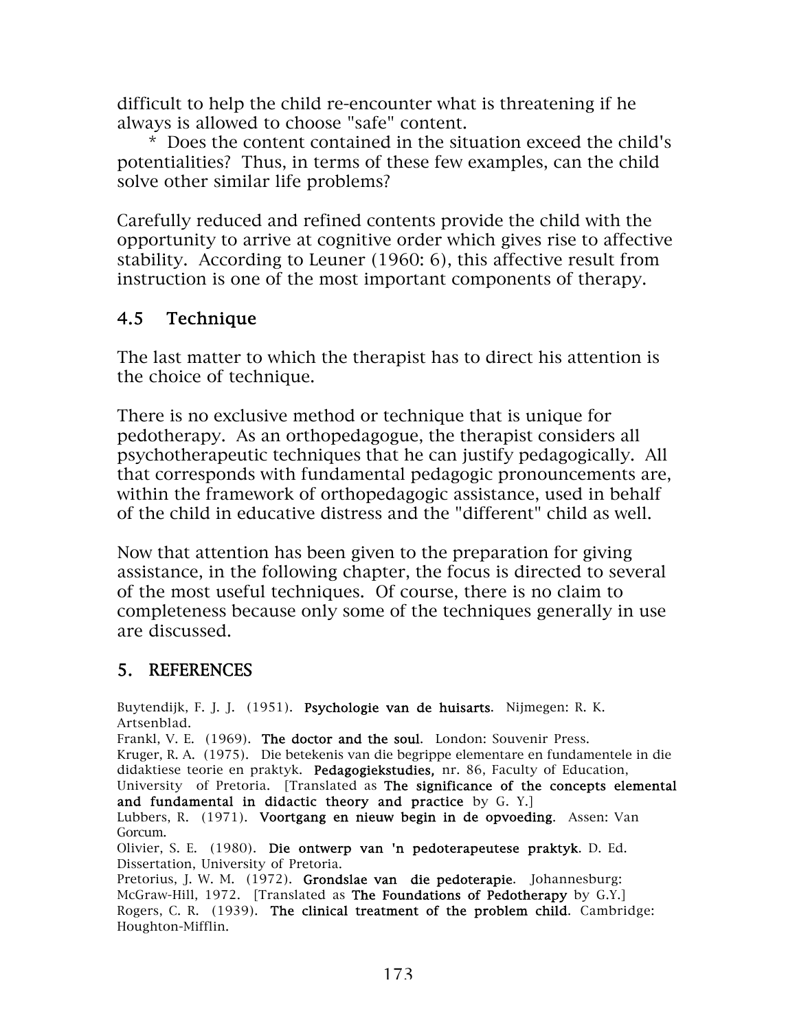difficult to help the child re-encounter what is threatening if he always is allowed to choose "safe" content.

\* Does the content contained in the situation exceed the child's potentialities? Thus, in terms of these few examples, can the child solve other similar life problems?

Carefully reduced and refined contents provide the child with the opportunity to arrive at cognitive order which gives rise to affective stability. According to Leuner (1960: 6), this affective result from instruction is one of the most important components of therapy.

## 4.5 Technique

The last matter to which the therapist has to direct his attention is the choice of technique.

There is no exclusive method or technique that is unique for pedotherapy. As an orthopedagogue, the therapist considers all psychotherapeutic techniques that he can justify pedagogically. All that corresponds with fundamental pedagogic pronouncements are, within the framework of orthopedagogic assistance, used in behalf of the child in educative distress and the "different" child as well.

Now that attention has been given to the preparation for giving assistance, in the following chapter, the focus is directed to several of the most useful techniques. Of course, there is no claim to completeness because only some of the techniques generally in use are discussed.

## 5. REFERENCES

Buytendijk, F. J. J. (1951). **Psychologie van de huisarts**. Nijmegen: R. K. Artsenblad.
Frankl, V. E. (1969). **The doctor and the soul**. London: Souvenir Press.
Kruger, R. A. (1975). Die betekenis van die begrippe elementare en fundamentele in die didaktiese teorie en praktyk. **Pedagogiekstudies,** nr. 86, Faculty of Education, University of Pretoria. [Translated as **The significance of the concepts elemental and fundamental in didactic theory and practice** by G. Y.]
Lubbers, R. (1971). **Voortgang en nieuw begin in de opvoeding**. Assen: Van Gorcum.
Olivier, S. E. (1980). **Die ontwerp van 'n pedoterapeutese praktyk.** D. Ed. Dissertation, University of Pretoria.
Pretorius, J. W. M. (1972). **Grondslae van die pedoterapie**. Johannesburg: McGraw-Hill, 1972. [Translated as **The Foundations of Pedotherapy** by G.Y.]
Rogers, C. R. (1939). **The clinical treatment of the problem child**. Cambridge: Houghton-Mifflin.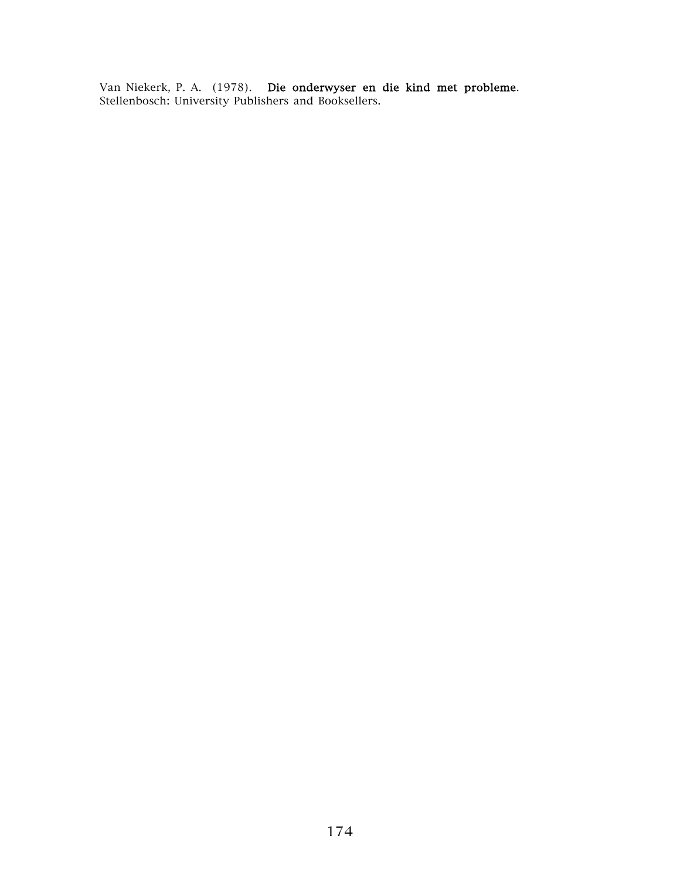Van Niekerk, P. A. (1978). **Die onderwyser en die kind met probleme**. Stellenbosch: University Publishers and Booksellers.